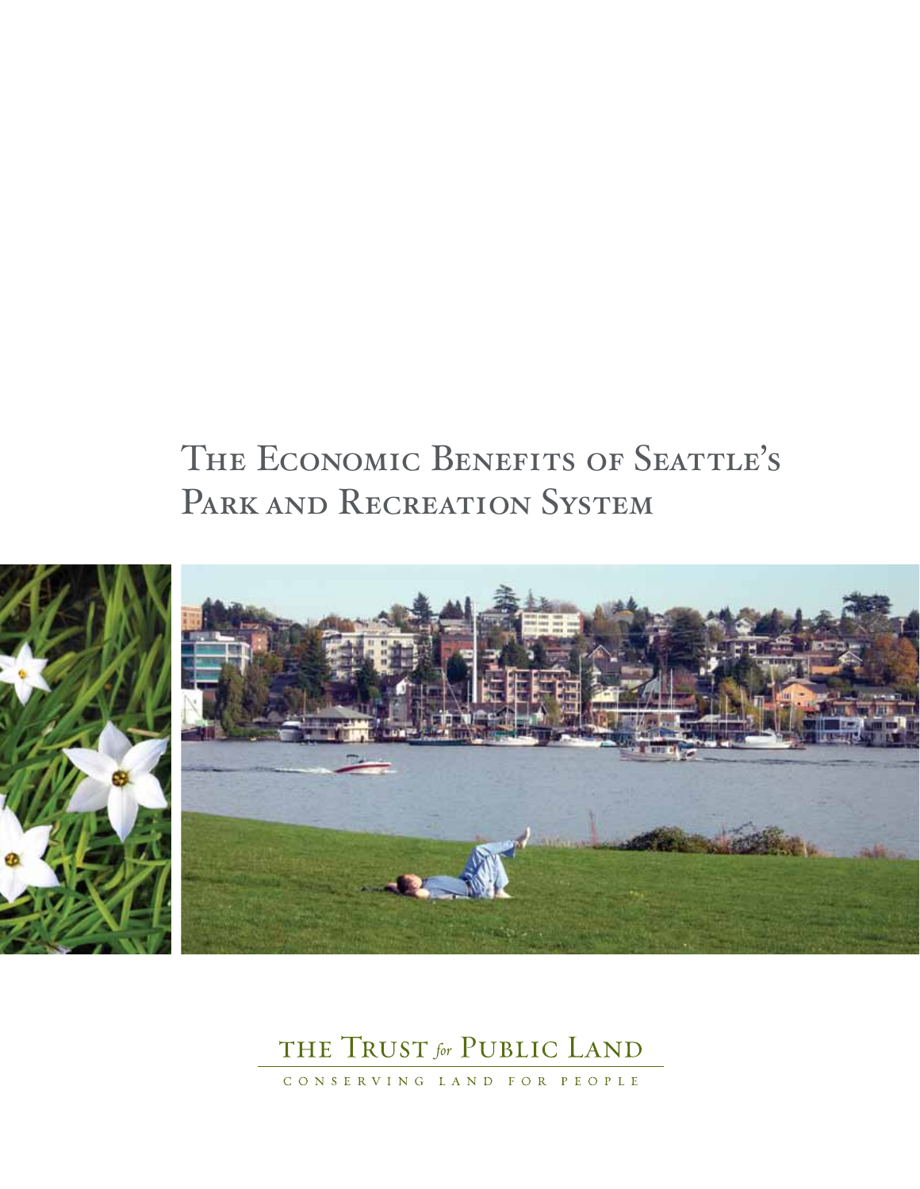# The Economic Benefits of Seattle's Park and Recreation System

THE TRUST *for* PUBLIC LAND

CONSERVING LAND FOR PEOPLE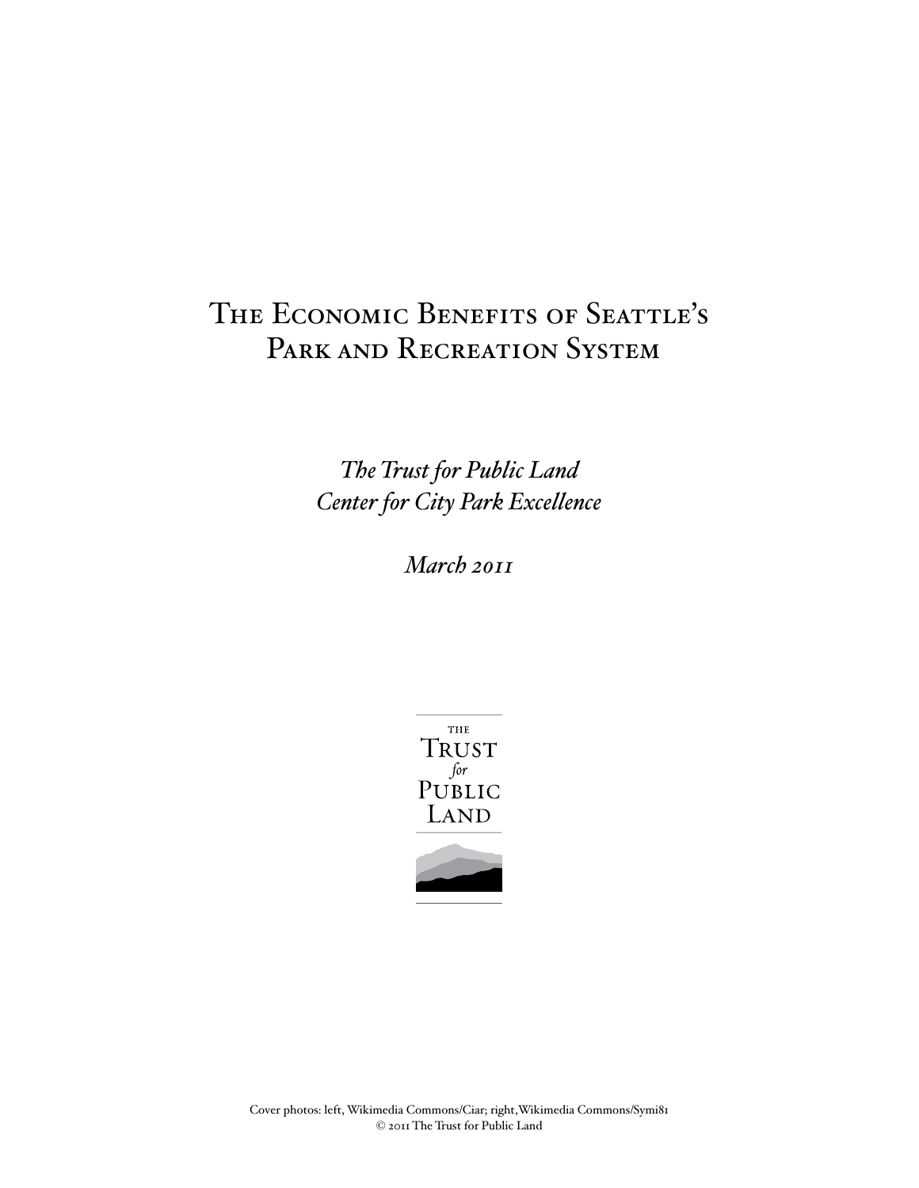# The Economic Benefits of Seattle's Park and Recreation System

*The Trust for Public Land*
*Center for City Park Excellence*

*March 2011*

THE
TRUST
*for*
PUBLIC
LAND

Cover photos: left, Wikimedia Commons/Ciar; right, Wikimedia Commons/Symi81
© 2011 The Trust for Public Land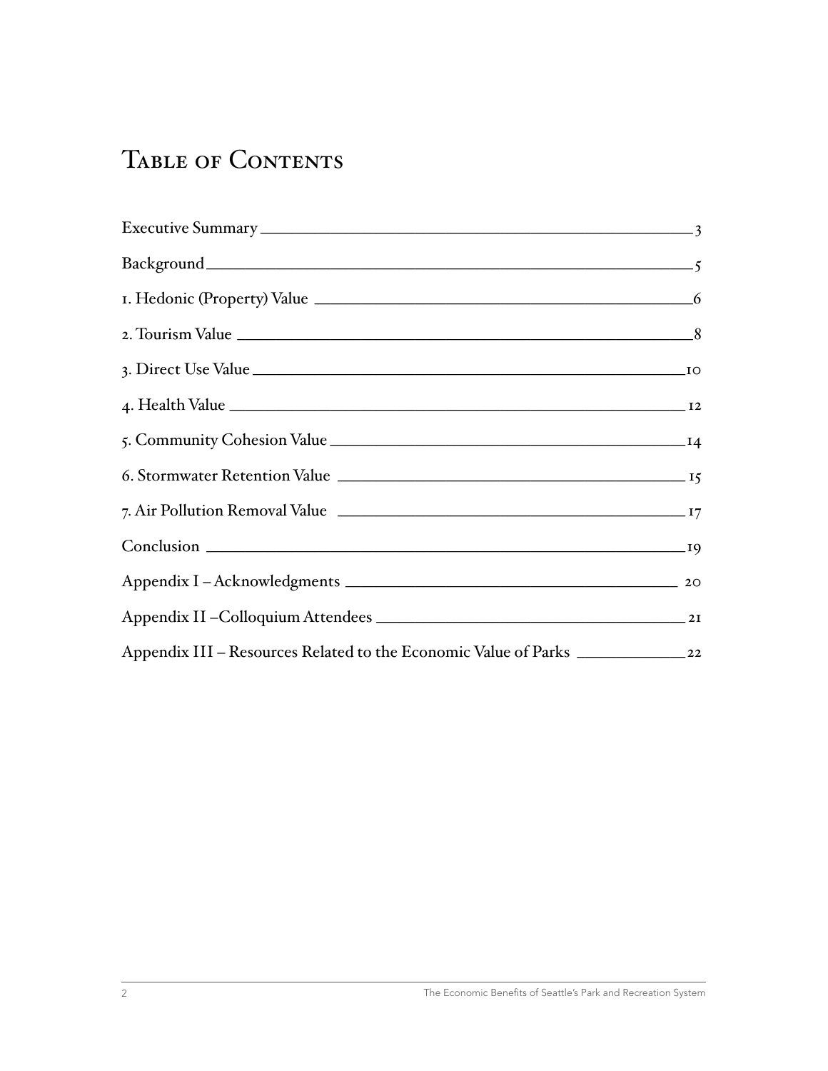# Table of Contents

| | |
|---|---|
| Executive Summary | 3 |
| Background | 5 |
| 1. Hedonic (Property) Value | 6 |
| 2. Tourism Value | 8 |
| 3. Direct Use Value | 10 |
| 4. Health Value | 12 |
| 5. Community Cohesion Value | 14 |
| 6. Stormwater Retention Value | 15 |
| 7. Air Pollution Removal Value | 17 |
| Conclusion | 19 |
| Appendix I – Acknowledgments | 20 |
| Appendix II –Colloquium Attendees | 21 |
| Appendix III – Resources Related to the Economic Value of Parks | 22 |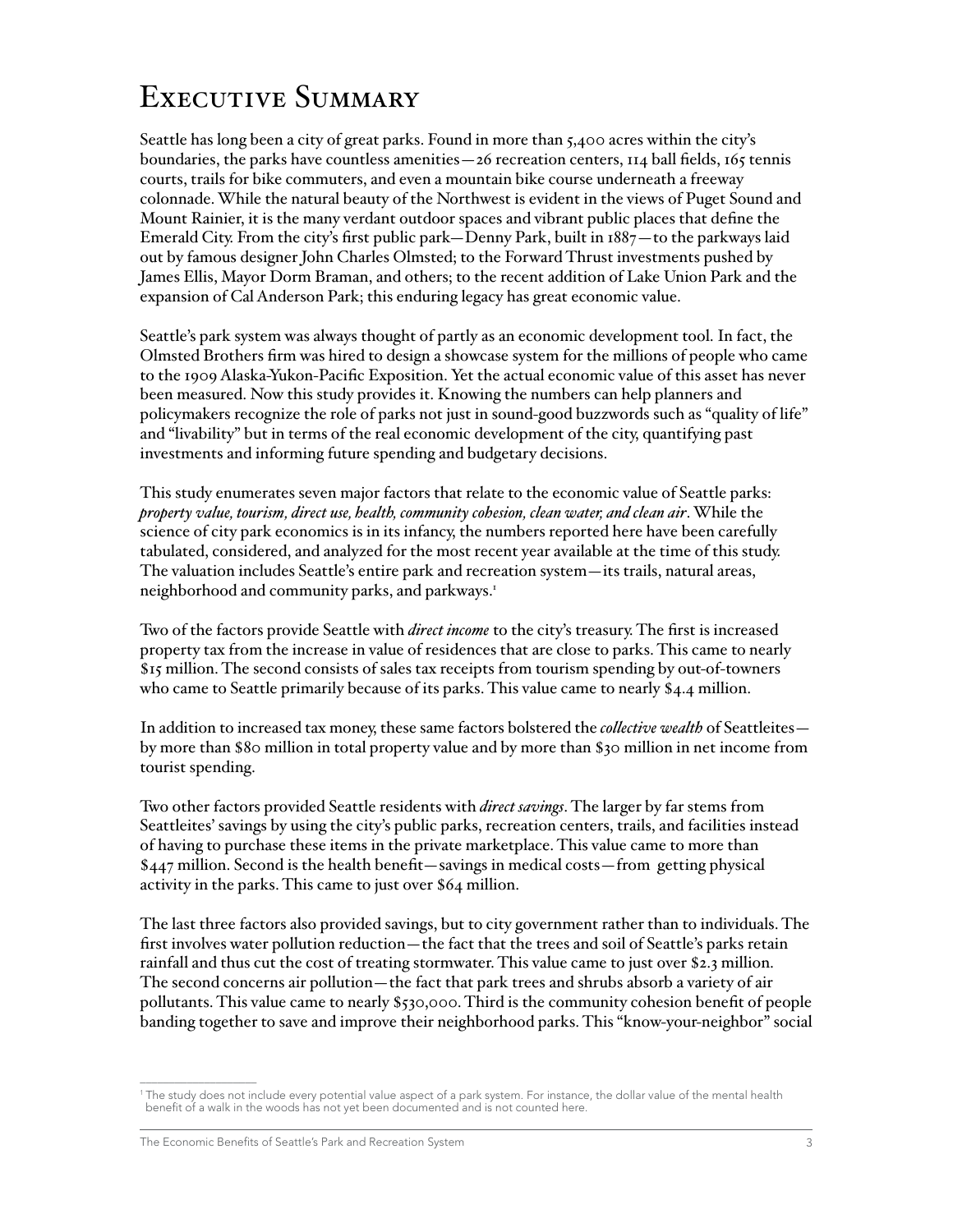# Executive Summary

Seattle has long been a city of great parks. Found in more than 5,400 acres within the city's boundaries, the parks have countless amenities—26 recreation centers, 114 ball fields, 165 tennis courts, trails for bike commuters, and even a mountain bike course underneath a freeway colonnade. While the natural beauty of the Northwest is evident in the views of Puget Sound and Mount Rainier, it is the many verdant outdoor spaces and vibrant public places that define the Emerald City. From the city's first public park—Denny Park, built in 1887—to the parkways laid out by famous designer John Charles Olmsted; to the Forward Thrust investments pushed by James Ellis, Mayor Dorm Braman, and others; to the recent addition of Lake Union Park and the expansion of Cal Anderson Park; this enduring legacy has great economic value.

Seattle's park system was always thought of partly as an economic development tool. In fact, the Olmsted Brothers firm was hired to design a showcase system for the millions of people who came to the 1909 Alaska-Yukon-Pacific Exposition. Yet the actual economic value of this asset has never been measured. Now this study provides it. Knowing the numbers can help planners and policymakers recognize the role of parks not just in sound-good buzzwords such as "quality of life" and "livability" but in terms of the real economic development of the city, quantifying past investments and informing future spending and budgetary decisions.

This study enumerates seven major factors that relate to the economic value of Seattle parks: ***property value, tourism, direct use, health, community cohesion, clean water, and clean air***. While the science of city park economics is in its infancy, the numbers reported here have been carefully tabulated, considered, and analyzed for the most recent year available at the time of this study. The valuation includes Seattle's entire park and recreation system—its trails, natural areas, neighborhood and community parks, and parkways.[1]

Two of the factors provide Seattle with *direct income* to the city's treasury. The first is increased property tax from the increase in value of residences that are close to parks. This came to nearly $15 million. The second consists of sales tax receipts from tourism spending by out-of-towners who came to Seattle primarily because of its parks. This value came to nearly $4.4 million.

In addition to increased tax money, these same factors bolstered the *collective wealth* of Seattleites—by more than $80 million in total property value and by more than $30 million in net income from tourist spending.

Two other factors provided Seattle residents with *direct savings*. The larger by far stems from Seattleites' savings by using the city's public parks, recreation centers, trails, and facilities instead of having to purchase these items in the private marketplace. This value came to more than $447 million. Second is the health benefit—savings in medical costs—from getting physical activity in the parks. This came to just over $64 million.

The last three factors also provided savings, but to city government rather than to individuals. The first involves water pollution reduction—the fact that the trees and soil of Seattle's parks retain rainfall and thus cut the cost of treating stormwater. This value came to just over $2.3 million. The second concerns air pollution—the fact that park trees and shrubs absorb a variety of air pollutants. This value came to nearly $530,000. Third is the community cohesion benefit of people banding together to save and improve their neighborhood parks. This "know-your-neighbor" social

[1] The study does not include every potential value aspect of a park system. For instance, the dollar value of the mental health benefit of a walk in the woods has not yet been documented and is not counted here.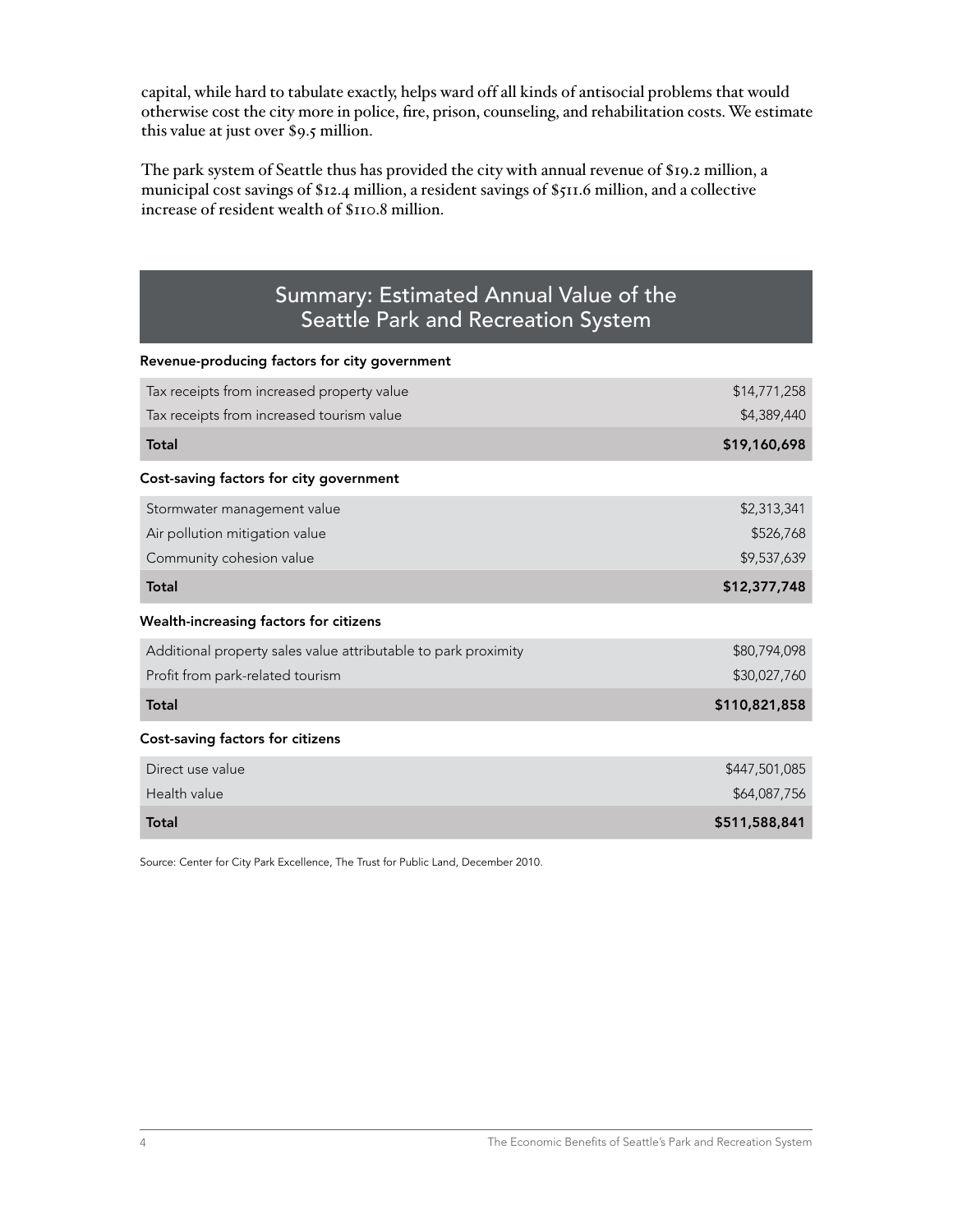capital, while hard to tabulate exactly, helps ward off all kinds of antisocial problems that would otherwise cost the city more in police, fire, prison, counseling, and rehabilitation costs. We estimate this value at just over $9.5 million.

The park system of Seattle thus has provided the city with annual revenue of $19.2 million, a municipal cost savings of $12.4 million, a resident savings of $511.6 million, and a collective increase of resident wealth of $110.8 million.

## Summary: Estimated Annual Value of the Seattle Park and Recreation System

| | |
|---|---|
| **Revenue-producing factors for city government** | |
| Tax receipts from increased property value | $14,771,258 |
| Tax receipts from increased tourism value | $4,389,440 |
| **Total** | **$19,160,698** |
| **Cost-saving factors for city government** | |
| Stormwater management value | $2,313,341 |
| Air pollution mitigation value | $526,768 |
| Community cohesion value | $9,537,639 |
| **Total** | **$12,377,748** |
| **Wealth-increasing factors for citizens** | |
| Additional property sales value attributable to park proximity | $80,794,098 |
| Profit from park-related tourism | $30,027,760 |
| **Total** | **$110,821,858** |
| **Cost-saving factors for citizens** | |
| Direct use value | $447,501,085 |
| Health value | $64,087,756 |
| **Total** | **$511,588,841** |

Source: Center for City Park Excellence, The Trust for Public Land, December 2010.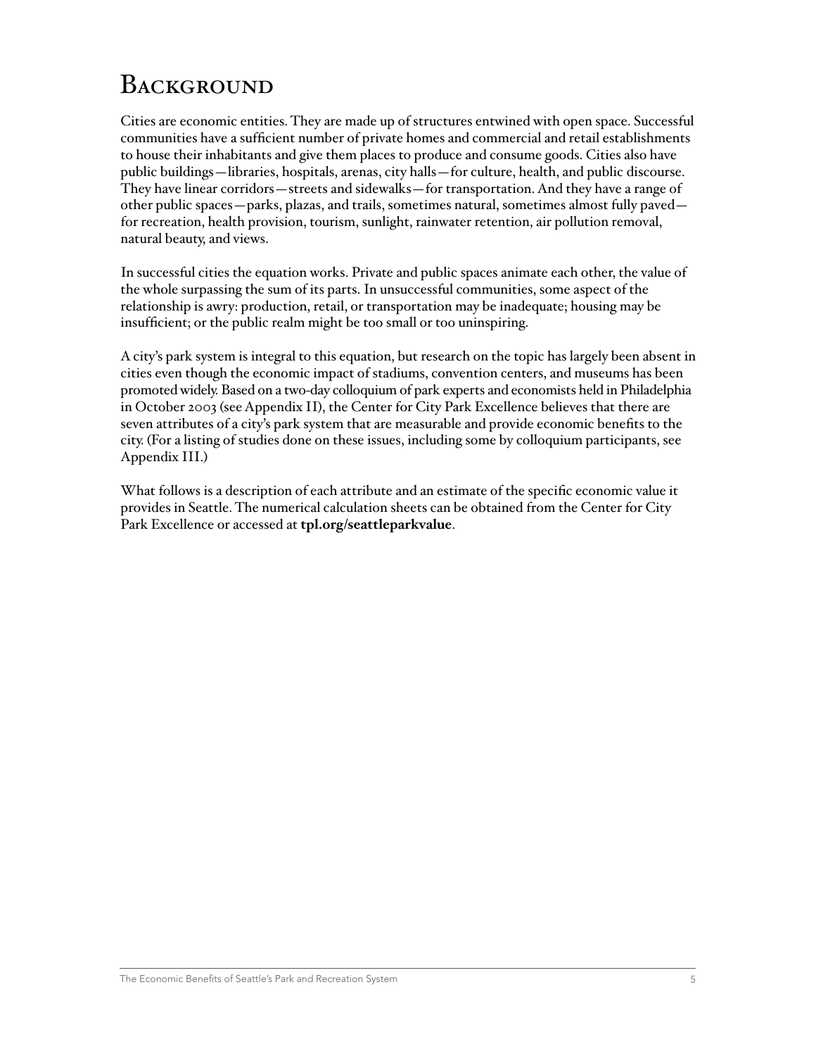# Background

Cities are economic entities. They are made up of structures entwined with open space. Successful communities have a sufficient number of private homes and commercial and retail establishments to house their inhabitants and give them places to produce and consume goods. Cities also have public buildings—libraries, hospitals, arenas, city halls—for culture, health, and public discourse. They have linear corridors—streets and sidewalks—for transportation. And they have a range of other public spaces—parks, plazas, and trails, sometimes natural, sometimes almost fully paved—for recreation, health provision, tourism, sunlight, rainwater retention, air pollution removal, natural beauty, and views.

In successful cities the equation works. Private and public spaces animate each other, the value of the whole surpassing the sum of its parts. In unsuccessful communities, some aspect of the relationship is awry: production, retail, or transportation may be inadequate; housing may be insufficient; or the public realm might be too small or too uninspiring.

A city's park system is integral to this equation, but research on the topic has largely been absent in cities even though the economic impact of stadiums, convention centers, and museums has been promoted widely. Based on a two-day colloquium of park experts and economists held in Philadelphia in October 2003 (see Appendix II), the Center for City Park Excellence believes that there are seven attributes of a city's park system that are measurable and provide economic benefits to the city. (For a listing of studies done on these issues, including some by colloquium participants, see Appendix III.)

What follows is a description of each attribute and an estimate of the specific economic value it provides in Seattle. The numerical calculation sheets can be obtained from the Center for City Park Excellence or accessed at **tpl.org/seattleparkvalue**.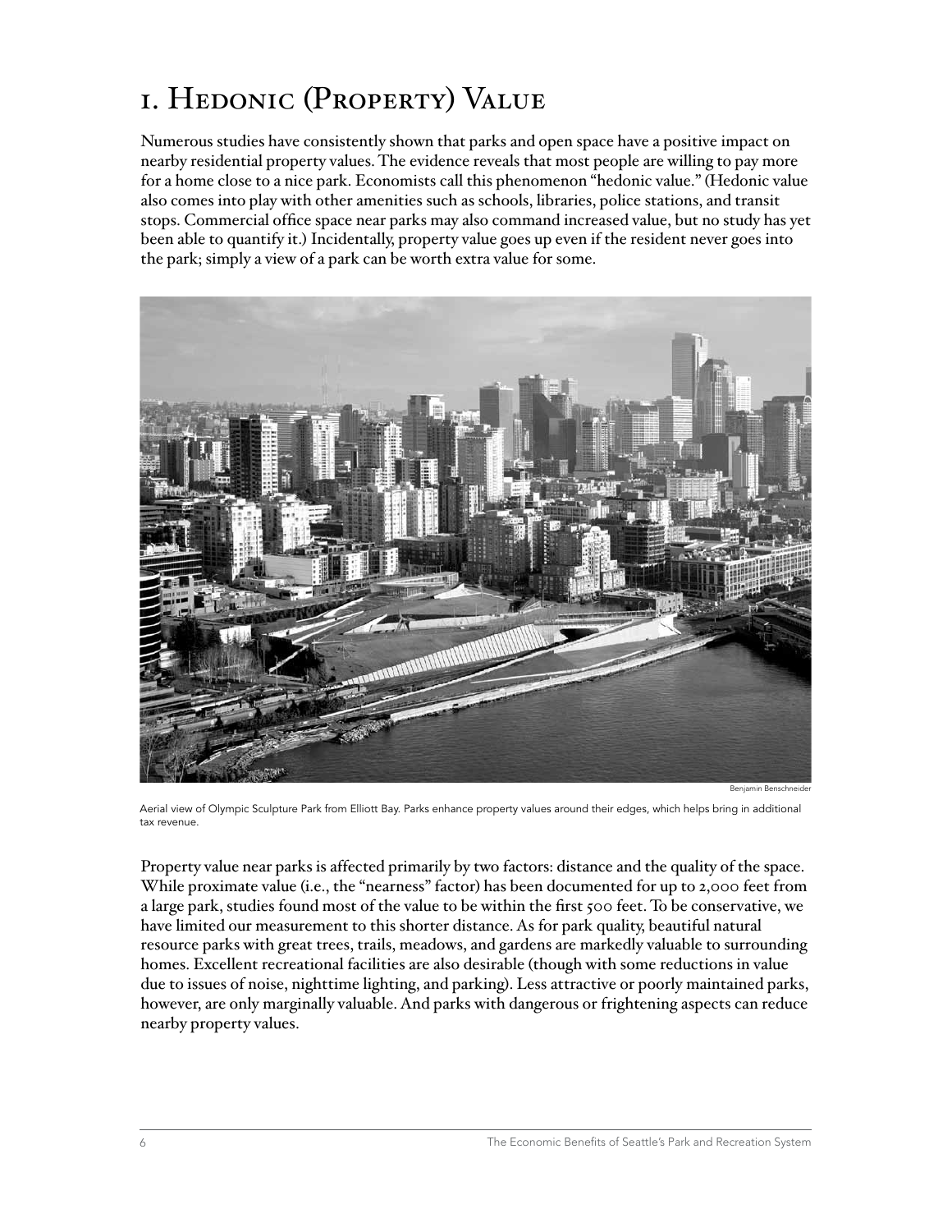# 1. Hedonic (Property) Value

Numerous studies have consistently shown that parks and open space have a positive impact on nearby residential property values. The evidence reveals that most people are willing to pay more for a home close to a nice park. Economists call this phenomenon "hedonic value." (Hedonic value also comes into play with other amenities such as schools, libraries, police stations, and transit stops. Commercial office space near parks may also command increased value, but no study has yet been able to quantify it.) Incidentally, property value goes up even if the resident never goes into the park; simply a view of a park can be worth extra value for some.

Benjamin Benschneider

Aerial view of Olympic Sculpture Park from Elliott Bay. Parks enhance property values around their edges, which helps bring in additional tax revenue.

Property value near parks is affected primarily by two factors: distance and the quality of the space. While proximate value (i.e., the "nearness" factor) has been documented for up to 2,000 feet from a large park, studies found most of the value to be within the first 500 feet. To be conservative, we have limited our measurement to this shorter distance. As for park quality, beautiful natural resource parks with great trees, trails, meadows, and gardens are markedly valuable to surrounding homes. Excellent recreational facilities are also desirable (though with some reductions in value due to issues of noise, nighttime lighting, and parking). Less attractive or poorly maintained parks, however, are only marginally valuable. And parks with dangerous or frightening aspects can reduce nearby property values.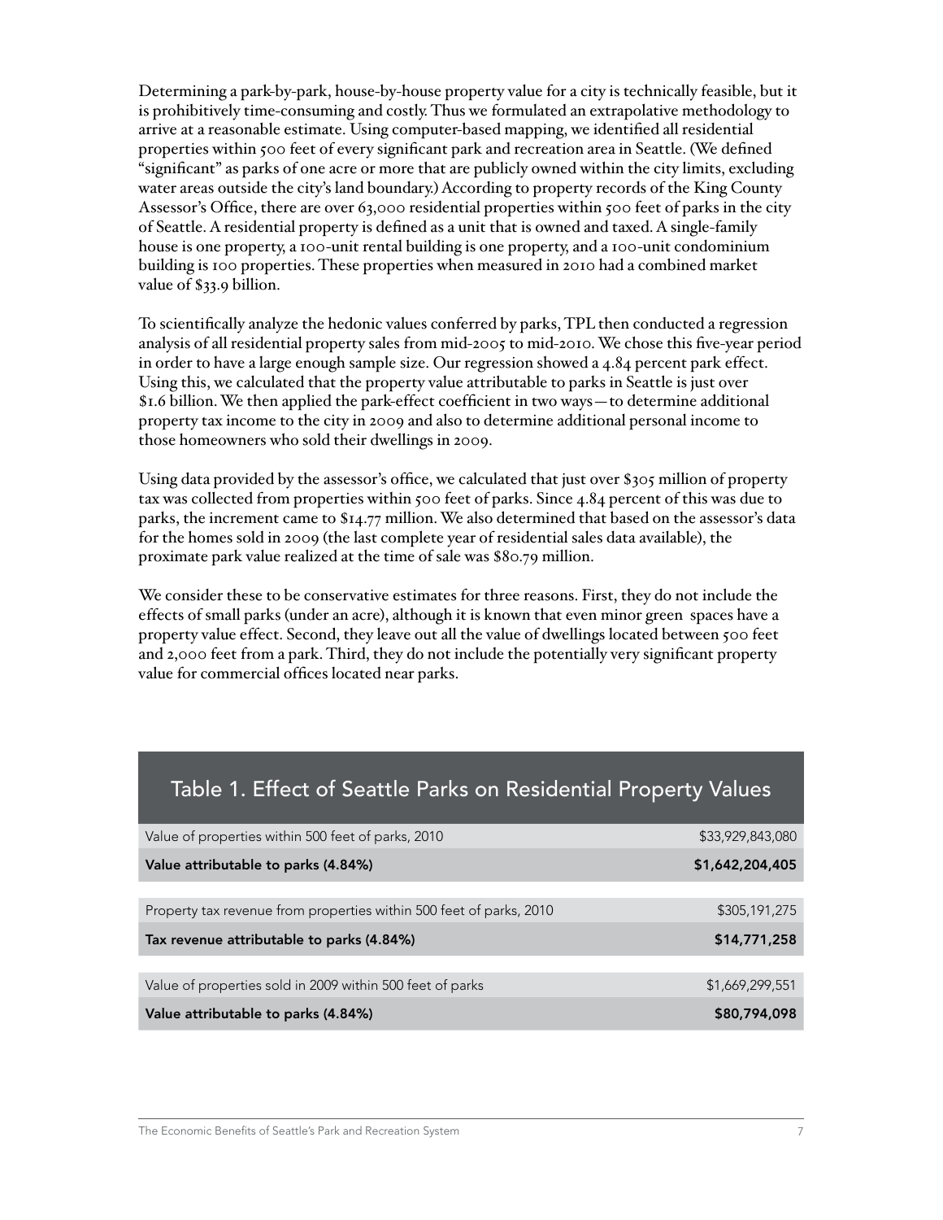Determining a park-by-park, house-by-house property value for a city is technically feasible, but it is prohibitively time-consuming and costly. Thus we formulated an extrapolative methodology to arrive at a reasonable estimate. Using computer-based mapping, we identified all residential properties within 500 feet of every significant park and recreation area in Seattle. (We defined "significant" as parks of one acre or more that are publicly owned within the city limits, excluding water areas outside the city's land boundary.) According to property records of the King County Assessor's Office, there are over 63,000 residential properties within 500 feet of parks in the city of Seattle. A residential property is defined as a unit that is owned and taxed. A single-family house is one property, a 100-unit rental building is one property, and a 100-unit condominium building is 100 properties. These properties when measured in 2010 had a combined market value of $33.9 billion.

To scientifically analyze the hedonic values conferred by parks, TPL then conducted a regression analysis of all residential property sales from mid-2005 to mid-2010. We chose this five-year period in order to have a large enough sample size. Our regression showed a 4.84 percent park effect. Using this, we calculated that the property value attributable to parks in Seattle is just over $1.6 billion. We then applied the park-effect coefficient in two ways—to determine additional property tax income to the city in 2009 and also to determine additional personal income to those homeowners who sold their dwellings in 2009.

Using data provided by the assessor's office, we calculated that just over $305 million of property tax was collected from properties within 500 feet of parks. Since 4.84 percent of this was due to parks, the increment came to $14.77 million. We also determined that based on the assessor's data for the homes sold in 2009 (the last complete year of residential sales data available), the proximate park value realized at the time of sale was $80.79 million.

We consider these to be conservative estimates for three reasons. First, they do not include the effects of small parks (under an acre), although it is known that even minor green spaces have a property value effect. Second, they leave out all the value of dwellings located between 500 feet and 2,000 feet from a park. Third, they do not include the potentially very significant property value for commercial offices located near parks.

## Table 1. Effect of Seattle Parks on Residential Property Values

| Item | Amount |
|---|---|
| Value of properties within 500 feet of parks, 2010 | $33,929,843,080 |
| **Value attributable to parks (4.84%)** | **$1,642,204,405** |
| Property tax revenue from properties within 500 feet of parks, 2010 | $305,191,275 |
| **Tax revenue attributable to parks (4.84%)** | **$14,771,258** |
| Value of properties sold in 2009 within 500 feet of parks | $1,669,299,551 |
| **Value attributable to parks (4.84%)** | **$80,794,098** |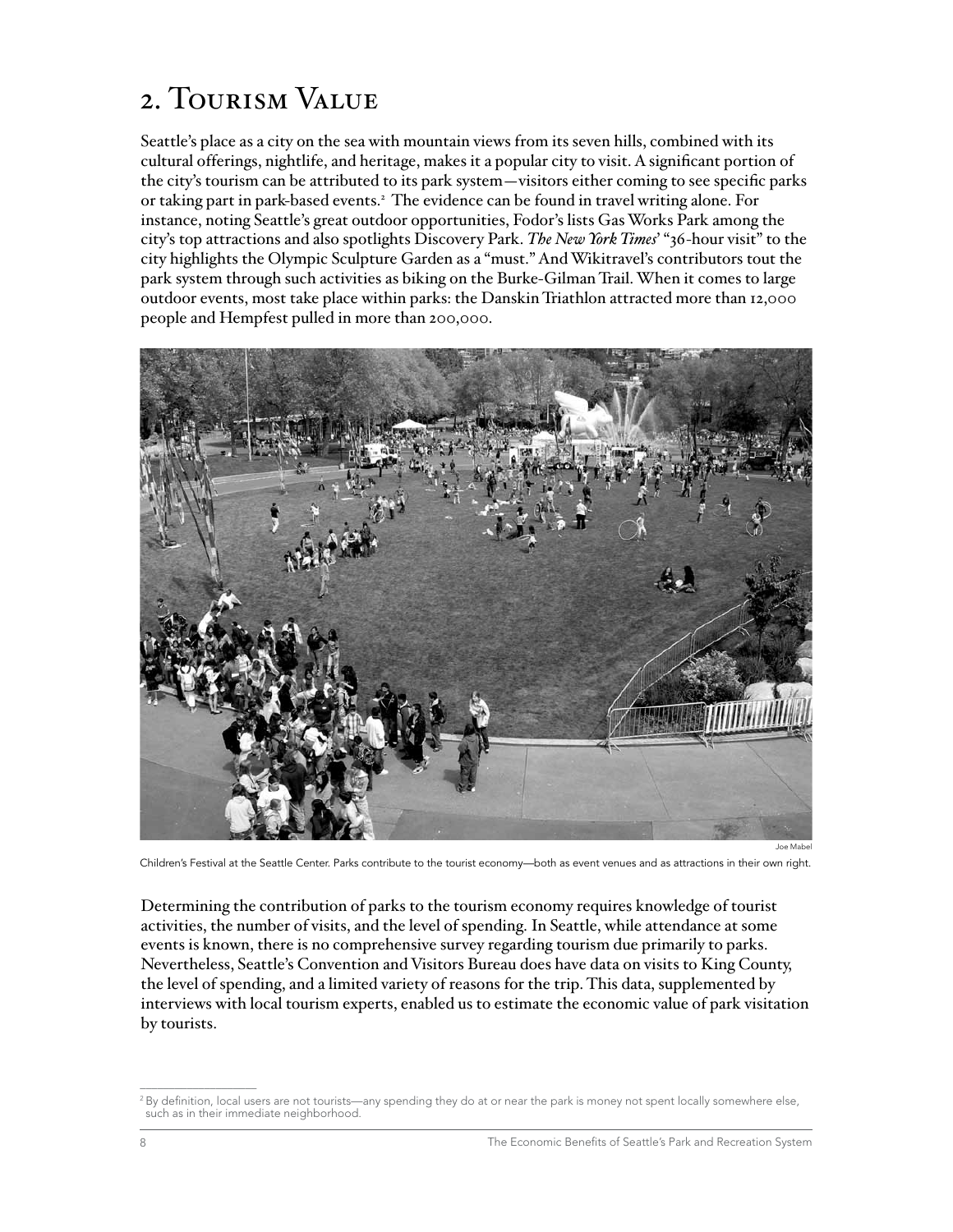## 2. Tourism Value

Seattle's place as a city on the sea with mountain views from its seven hills, combined with its cultural offerings, nightlife, and heritage, makes it a popular city to visit. A significant portion of the city's tourism can be attributed to its park system—visitors either coming to see specific parks or taking part in park-based events.[2] The evidence can be found in travel writing alone. For instance, noting Seattle's great outdoor opportunities, Fodor's lists Gas Works Park among the city's top attractions and also spotlights Discovery Park. *The New York Times*' "36-hour visit" to the city highlights the Olympic Sculpture Garden as a "must." And Wikitravel's contributors tout the park system through such activities as biking on the Burke-Gilman Trail. When it comes to large outdoor events, most take place within parks: the Danskin Triathlon attracted more than 12,000 people and Hempfest pulled in more than 200,000.

Joe Mabel

Children's Festival at the Seattle Center. Parks contribute to the tourist economy—both as event venues and as attractions in their own right.

Determining the contribution of parks to the tourism economy requires knowledge of tourist activities, the number of visits, and the level of spending. In Seattle, while attendance at some events is known, there is no comprehensive survey regarding tourism due primarily to parks. Nevertheless, Seattle's Convention and Visitors Bureau does have data on visits to King County, the level of spending, and a limited variety of reasons for the trip. This data, supplemented by interviews with local tourism experts, enabled us to estimate the economic value of park visitation by tourists.

---

[2] By definition, local users are not tourists—any spending they do at or near the park is money not spent locally somewhere else, such as in their immediate neighborhood.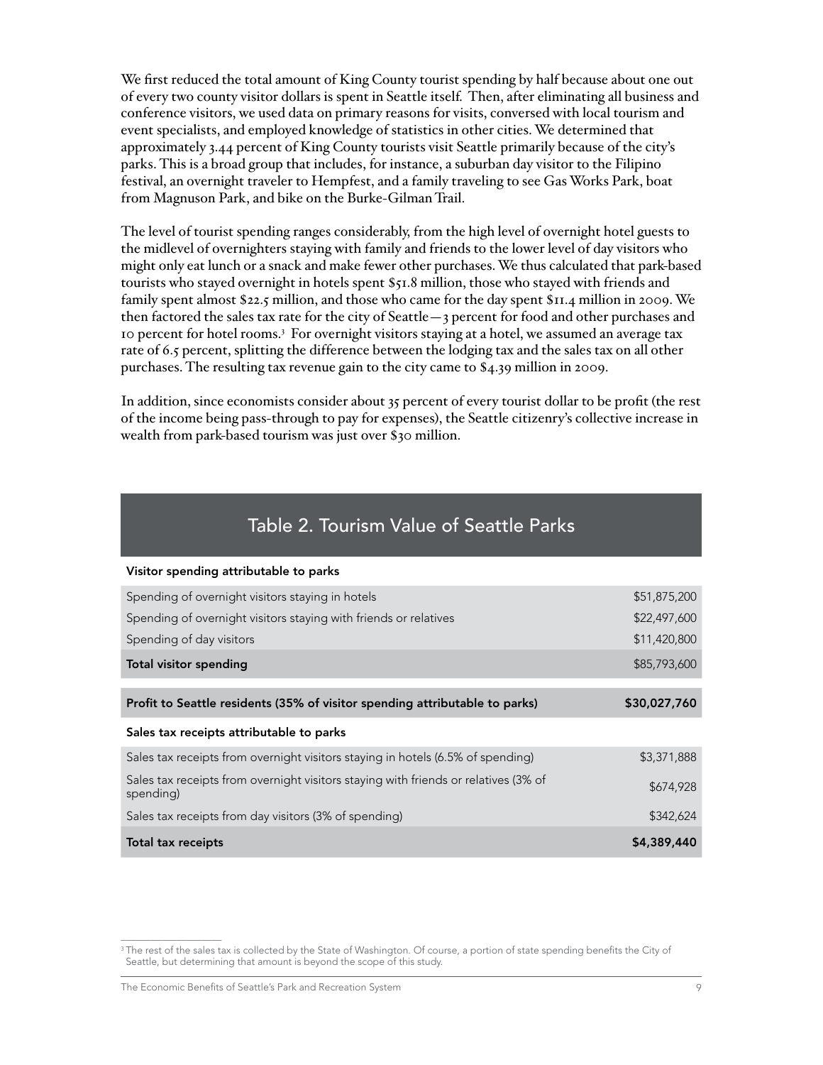We first reduced the total amount of King County tourist spending by half because about one out of every two county visitor dollars is spent in Seattle itself. Then, after eliminating all business and conference visitors, we used data on primary reasons for visits, conversed with local tourism and event specialists, and employed knowledge of statistics in other cities. We determined that approximately 3.44 percent of King County tourists visit Seattle primarily because of the city's parks. This is a broad group that includes, for instance, a suburban day visitor to the Filipino festival, an overnight traveler to Hempfest, and a family traveling to see Gas Works Park, boat from Magnuson Park, and bike on the Burke-Gilman Trail.

The level of tourist spending ranges considerably, from the high level of overnight hotel guests to the midlevel of overnighters staying with family and friends to the lower level of day visitors who might only eat lunch or a snack and make fewer other purchases. We thus calculated that park-based tourists who stayed overnight in hotels spent $51.8 million, those who stayed with friends and family spent almost $22.5 million, and those who came for the day spent $11.4 million in 2009. We then factored the sales tax rate for the city of Seattle—3 percent for food and other purchases and 10 percent for hotel rooms.[3] For overnight visitors staying at a hotel, we assumed an average tax rate of 6.5 percent, splitting the difference between the lodging tax and the sales tax on all other purchases. The resulting tax revenue gain to the city came to $4.39 million in 2009.

In addition, since economists consider about 35 percent of every tourist dollar to be profit (the rest of the income being pass-through to pay for expenses), the Seattle citizenry's collective increase in wealth from park-based tourism was just over $30 million.

## Table 2. Tourism Value of Seattle Parks

| | |
|---|---|
| **Visitor spending attributable to parks** | |
| Spending of overnight visitors staying in hotels | $51,875,200 |
| Spending of overnight visitors staying with friends or relatives | $22,497,600 |
| Spending of day visitors | $11,420,800 |
| **Total visitor spending** | $85,793,600 |
| **Profit to Seattle residents (35% of visitor spending attributable to parks)** | **$30,027,760** |
| **Sales tax receipts attributable to parks** | |
| Sales tax receipts from overnight visitors staying in hotels (6.5% of spending) | $3,371,888 |
| Sales tax receipts from overnight visitors staying with friends or relatives (3% of spending) | $674,928 |
| Sales tax receipts from day visitors (3% of spending) | $342,624 |
| **Total tax receipts** | **$4,389,440** |

[3] The rest of the sales tax is collected by the State of Washington. Of course, a portion of state spending benefits the City of Seattle, but determining that amount is beyond the scope of this study.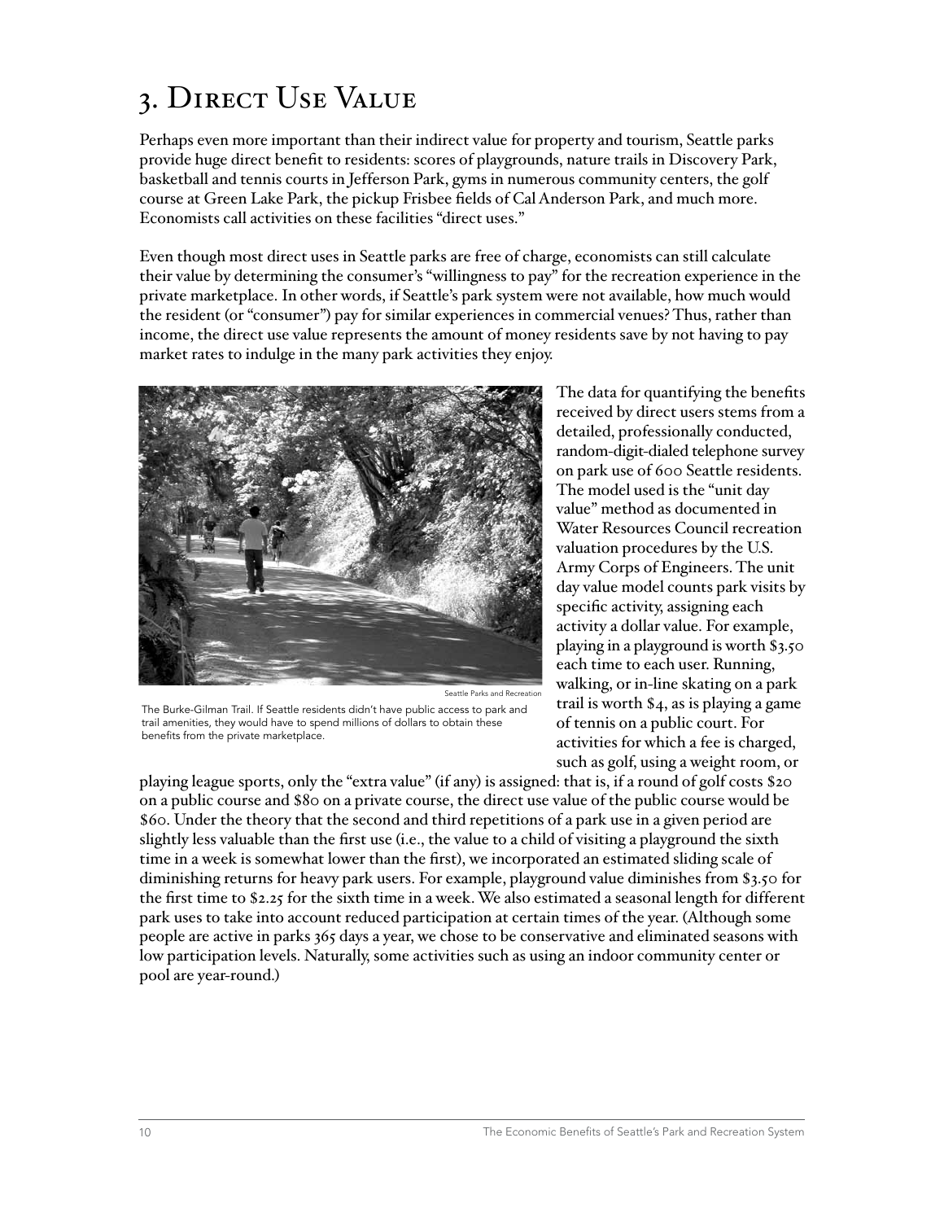# 3. Direct Use Value

Perhaps even more important than their indirect value for property and tourism, Seattle parks provide huge direct benefit to residents: scores of playgrounds, nature trails in Discovery Park, basketball and tennis courts in Jefferson Park, gyms in numerous community centers, the golf course at Green Lake Park, the pickup Frisbee fields of Cal Anderson Park, and much more. Economists call activities on these facilities "direct uses."

Even though most direct uses in Seattle parks are free of charge, economists can still calculate their value by determining the consumer's "willingness to pay" for the recreation experience in the private marketplace. In other words, if Seattle's park system were not available, how much would the resident (or "consumer") pay for similar experiences in commercial venues? Thus, rather than income, the direct use value represents the amount of money residents save by not having to pay market rates to indulge in the many park activities they enjoy.

Seattle Parks and Recreation

The Burke-Gilman Trail. If Seattle residents didn't have public access to park and trail amenities, they would have to spend millions of dollars to obtain these benefits from the private marketplace.

The data for quantifying the benefits received by direct users stems from a detailed, professionally conducted, random-digit-dialed telephone survey on park use of 600 Seattle residents. The model used is the "unit day value" method as documented in Water Resources Council recreation valuation procedures by the U.S. Army Corps of Engineers. The unit day value model counts park visits by specific activity, assigning each activity a dollar value. For example, playing in a playground is worth $3.50 each time to each user. Running, walking, or in-line skating on a park trail is worth $4, as is playing a game of tennis on a public court. For activities for which a fee is charged, such as golf, using a weight room, or playing league sports, only the "extra value" (if any) is assigned: that is, if a round of golf costs $20 on a public course and $80 on a private course, the direct use value of the public course would be $60. Under the theory that the second and third repetitions of a park use in a given period are slightly less valuable than the first use (i.e., the value to a child of visiting a playground the sixth time in a week is somewhat lower than the first), we incorporated an estimated sliding scale of diminishing returns for heavy park users. For example, playground value diminishes from $3.50 for the first time to $2.25 for the sixth time in a week. We also estimated a seasonal length for different park uses to take into account reduced participation at certain times of the year. (Although some people are active in parks 365 days a year, we chose to be conservative and eliminated seasons with low participation levels. Naturally, some activities such as using an indoor community center or pool are year-round.)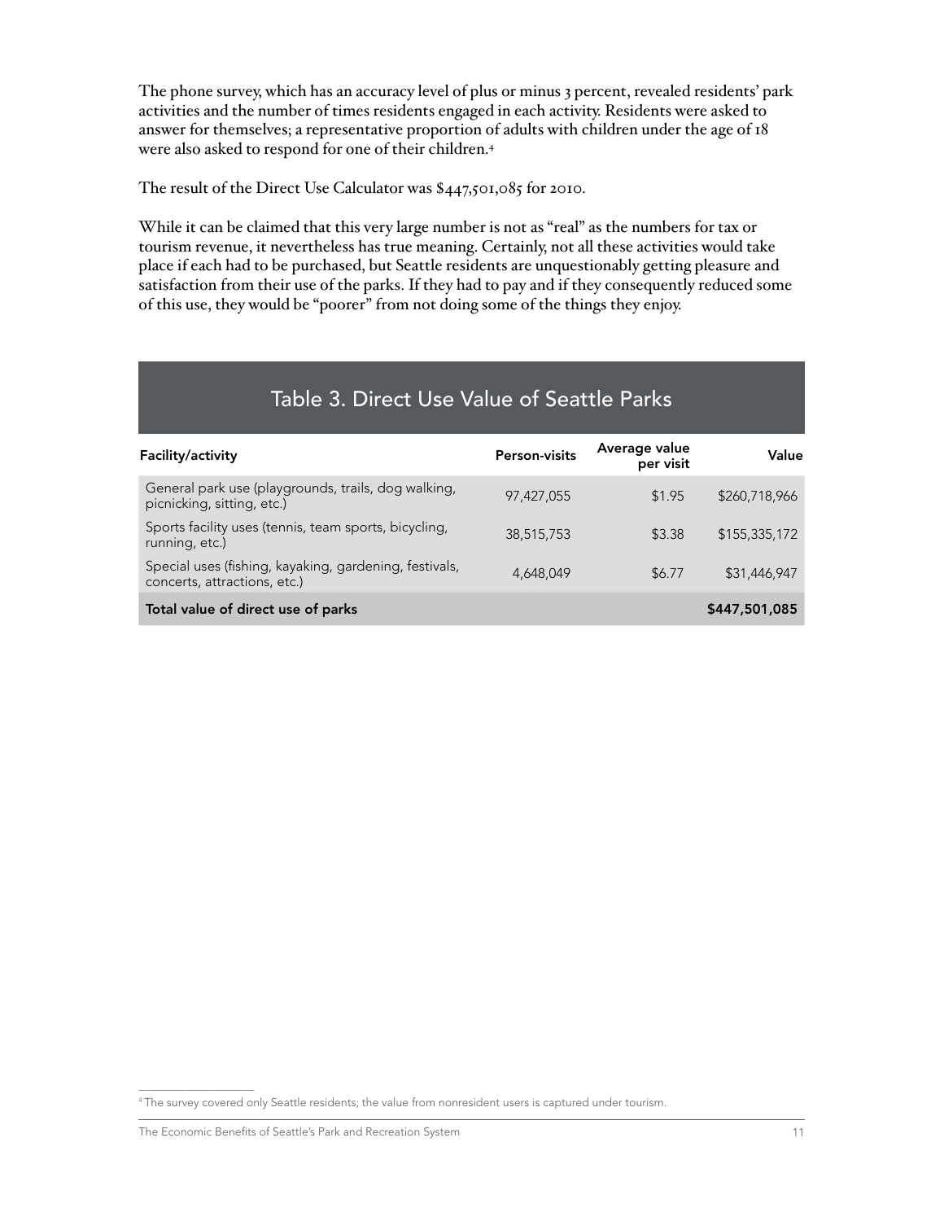The phone survey, which has an accuracy level of plus or minus 3 percent, revealed residents' park activities and the number of times residents engaged in each activity. Residents were asked to answer for themselves; a representative proportion of adults with children under the age of 18 were also asked to respond for one of their children.[4]

The result of the Direct Use Calculator was $447,501,085 for 2010.

While it can be claimed that this very large number is not as "real" as the numbers for tax or tourism revenue, it nevertheless has true meaning. Certainly, not all these activities would take place if each had to be purchased, but Seattle residents are unquestionably getting pleasure and satisfaction from their use of the parks. If they had to pay and if they consequently reduced some of this use, they would be "poorer" from not doing some of the things they enjoy.

## Table 3. Direct Use Value of Seattle Parks

| Facility/activity | Person-visits | Average value per visit | Value |
|---|---|---|---|
| General park use (playgrounds, trails, dog walking, picnicking, sitting, etc.) | 97,427,055 | $1.95 | $260,718,966 |
| Sports facility uses (tennis, team sports, bicycling, running, etc.) | 38,515,753 | $3.38 | $155,335,172 |
| Special uses (fishing, kayaking, gardening, festivals, concerts, attractions, etc.) | 4,648,049 | $6.77 | $31,446,947 |
| **Total value of direct use of parks** | | | **$447,501,085** |

[4] The survey covered only Seattle residents; the value from nonresident users is captured under tourism.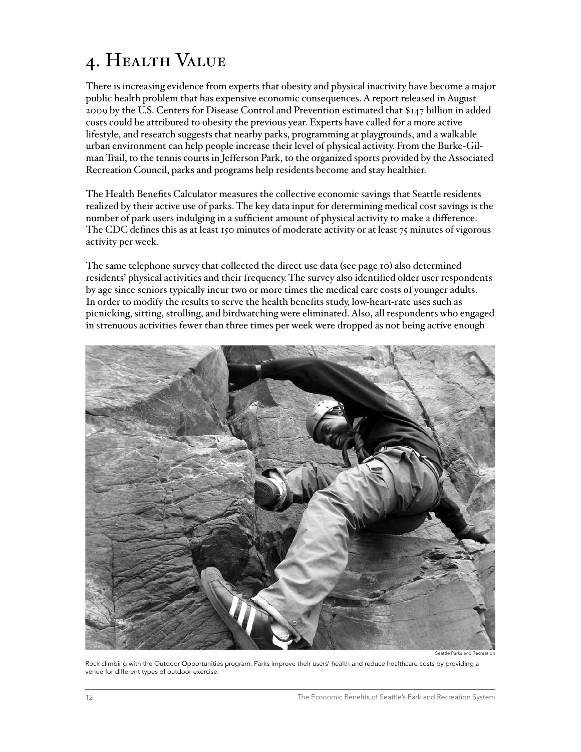# 4. Health Value

There is increasing evidence from experts that obesity and physical inactivity have become a major public health problem that has expensive economic consequences. A report released in August 2009 by the U.S. Centers for Disease Control and Prevention estimated that $147 billion in added costs could be attributed to obesity the previous year. Experts have called for a more active lifestyle, and research suggests that nearby parks, programming at playgrounds, and a walkable urban environment can help people increase their level of physical activity. From the Burke-Gilman Trail, to the tennis courts in Jefferson Park, to the organized sports provided by the Associated Recreation Council, parks and programs help residents become and stay healthier.

The Health Benefits Calculator measures the collective economic savings that Seattle residents realized by their active use of parks. The key data input for determining medical cost savings is the number of park users indulging in a sufficient amount of physical activity to make a difference. The CDC defines this as at least 150 minutes of moderate activity or at least 75 minutes of vigorous activity per week.

The same telephone survey that collected the direct use data (see page 10) also determined residents' physical activities and their frequency. The survey also identified older user respondents by age since seniors typically incur two or more times the medical care costs of younger adults. In order to modify the results to serve the health benefits study, low-heart-rate uses such as picnicking, sitting, strolling, and birdwatching were eliminated. Also, all respondents who engaged in strenuous activities fewer than three times per week were dropped as not being active enough

Seattle Parks and Recreation

Rock climbing with the Outdoor Opportunities program. Parks improve their users' health and reduce healthcare costs by providing a venue for different types of outdoor exercise.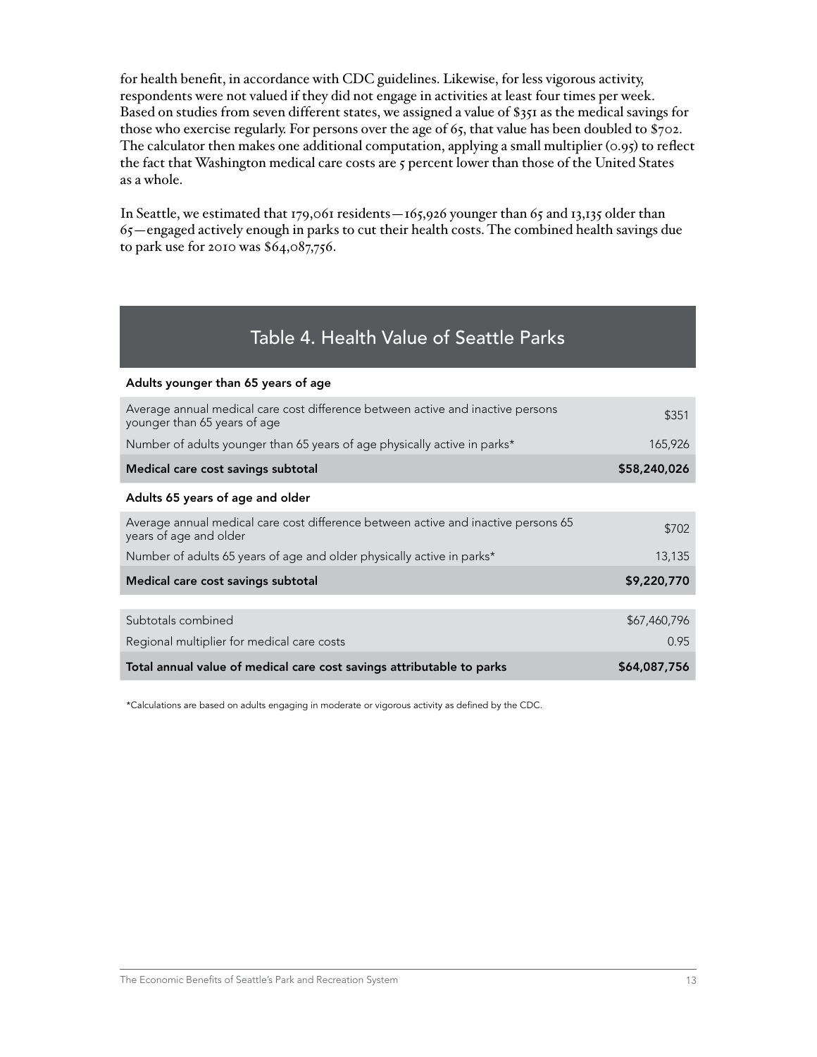for health benefit, in accordance with CDC guidelines. Likewise, for less vigorous activity, respondents were not valued if they did not engage in activities at least four times per week. Based on studies from seven different states, we assigned a value of $351 as the medical savings for those who exercise regularly. For persons over the age of 65, that value has been doubled to $702. The calculator then makes one additional computation, applying a small multiplier (0.95) to reflect the fact that Washington medical care costs are 5 percent lower than those of the United States as a whole.

In Seattle, we estimated that 179,061 residents—165,926 younger than 65 and 13,135 older than 65—engaged actively enough in parks to cut their health costs. The combined health savings due to park use for 2010 was $64,087,756.

## Table 4. Health Value of Seattle Parks

| | |
|---|---|
| **Adults younger than 65 years of age** | |
| Average annual medical care cost difference between active and inactive persons younger than 65 years of age | $351 |
| Number of adults younger than 65 years of age physically active in parks* | 165,926 |
| **Medical care cost savings subtotal** | **$58,240,026** |
| **Adults 65 years of age and older** | |
| Average annual medical care cost difference between active and inactive persons 65 years of age and older | $702 |
| Number of adults 65 years of age and older physically active in parks* | 13,135 |
| **Medical care cost savings subtotal** | **$9,220,770** |
| Subtotals combined | $67,460,796 |
| Regional multiplier for medical care costs | 0.95 |
| **Total annual value of medical care cost savings attributable to parks** | **$64,087,756** |

*Calculations are based on adults engaging in moderate or vigorous activity as defined by the CDC.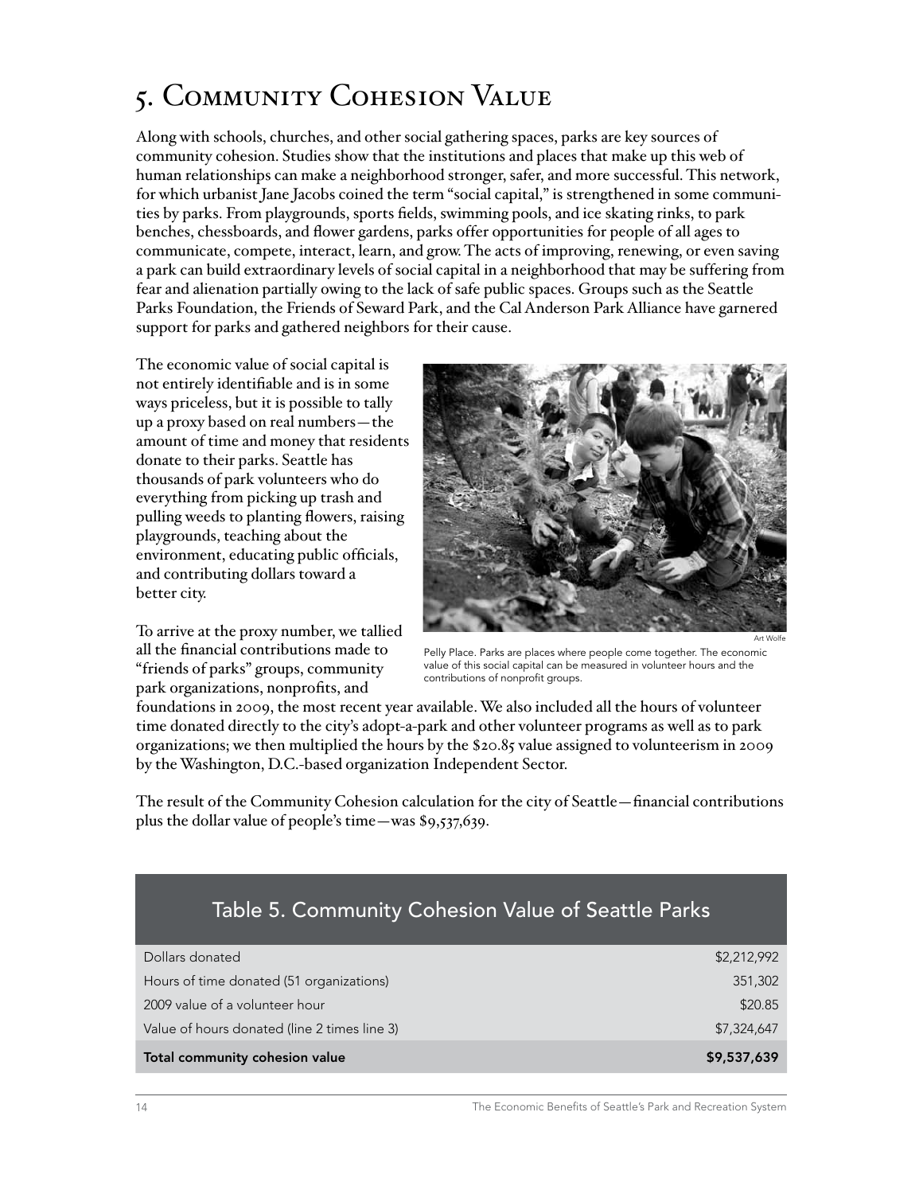# 5. Community Cohesion Value

Along with schools, churches, and other social gathering spaces, parks are key sources of community cohesion. Studies show that the institutions and places that make up this web of human relationships can make a neighborhood stronger, safer, and more successful. This network, for which urbanist Jane Jacobs coined the term "social capital," is strengthened in some communities by parks. From playgrounds, sports fields, swimming pools, and ice skating rinks, to park benches, chessboards, and flower gardens, parks offer opportunities for people of all ages to communicate, compete, interact, learn, and grow. The acts of improving, renewing, or even saving a park can build extraordinary levels of social capital in a neighborhood that may be suffering from fear and alienation partially owing to the lack of safe public spaces. Groups such as the Seattle Parks Foundation, the Friends of Seward Park, and the Cal Anderson Park Alliance have garnered support for parks and gathered neighbors for their cause.

The economic value of social capital is not entirely identifiable and is in some ways priceless, but it is possible to tally up a proxy based on real numbers—the amount of time and money that residents donate to their parks. Seattle has thousands of park volunteers who do everything from picking up trash and pulling weeds to planting flowers, raising playgrounds, teaching about the environment, educating public officials, and contributing dollars toward a better city.

Art Wolfe

Pelly Place. Parks are places where people come together. The economic value of this social capital can be measured in volunteer hours and the contributions of nonprofit groups.

To arrive at the proxy number, we tallied all the financial contributions made to "friends of parks" groups, community park organizations, nonprofits, and foundations in 2009, the most recent year available. We also included all the hours of volunteer time donated directly to the city's adopt-a-park and other volunteer programs as well as to park organizations; we then multiplied the hours by the $20.85 value assigned to volunteerism in 2009 by the Washington, D.C.-based organization Independent Sector.

The result of the Community Cohesion calculation for the city of Seattle—financial contributions plus the dollar value of people's time—was $9,537,639.

**Table 5. Community Cohesion Value of Seattle Parks**

| | |
|---|---:|
| Dollars donated | $2,212,992 |
| Hours of time donated (51 organizations) | 351,302 |
| 2009 value of a volunteer hour | $20.85 |
| Value of hours donated (line 2 times line 3) | $7,324,647 |
| **Total community cohesion value** | **$9,537,639** |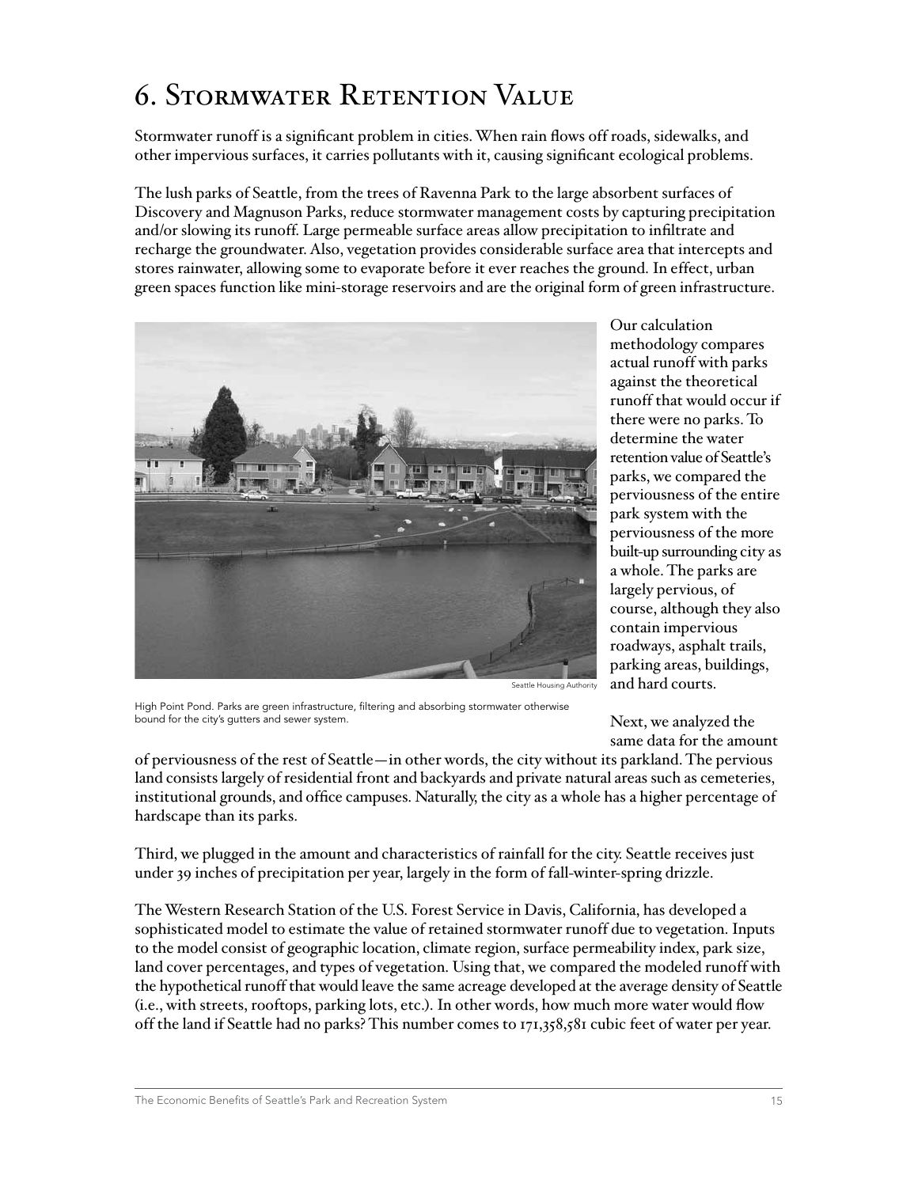# 6. Stormwater Retention Value

Stormwater runoff is a significant problem in cities. When rain flows off roads, sidewalks, and other impervious surfaces, it carries pollutants with it, causing significant ecological problems.

The lush parks of Seattle, from the trees of Ravenna Park to the large absorbent surfaces of Discovery and Magnuson Parks, reduce stormwater management costs by capturing precipitation and/or slowing its runoff. Large permeable surface areas allow precipitation to infiltrate and recharge the groundwater. Also, vegetation provides considerable surface area that intercepts and stores rainwater, allowing some to evaporate before it ever reaches the ground. In effect, urban green spaces function like mini-storage reservoirs and are the original form of green infrastructure.

Seattle Housing Authority

High Point Pond. Parks are green infrastructure, filtering and absorbing stormwater otherwise bound for the city's gutters and sewer system.

Our calculation methodology compares actual runoff with parks against the theoretical runoff that would occur if there were no parks. To determine the water retention value of Seattle's parks, we compared the perviousness of the entire park system with the perviousness of the more built-up surrounding city as a whole. The parks are largely pervious, of course, although they also contain impervious roadways, asphalt trails, parking areas, buildings, and hard courts.

Next, we analyzed the same data for the amount of perviousness of the rest of Seattle—in other words, the city without its parkland. The pervious land consists largely of residential front and backyards and private natural areas such as cemeteries, institutional grounds, and office campuses. Naturally, the city as a whole has a higher percentage of hardscape than its parks.

Third, we plugged in the amount and characteristics of rainfall for the city. Seattle receives just under 39 inches of precipitation per year, largely in the form of fall-winter-spring drizzle.

The Western Research Station of the U.S. Forest Service in Davis, California, has developed a sophisticated model to estimate the value of retained stormwater runoff due to vegetation. Inputs to the model consist of geographic location, climate region, surface permeability index, park size, land cover percentages, and types of vegetation. Using that, we compared the modeled runoff with the hypothetical runoff that would leave the same acreage developed at the average density of Seattle (i.e., with streets, rooftops, parking lots, etc.). In other words, how much more water would flow off the land if Seattle had no parks? This number comes to 171,358,581 cubic feet of water per year.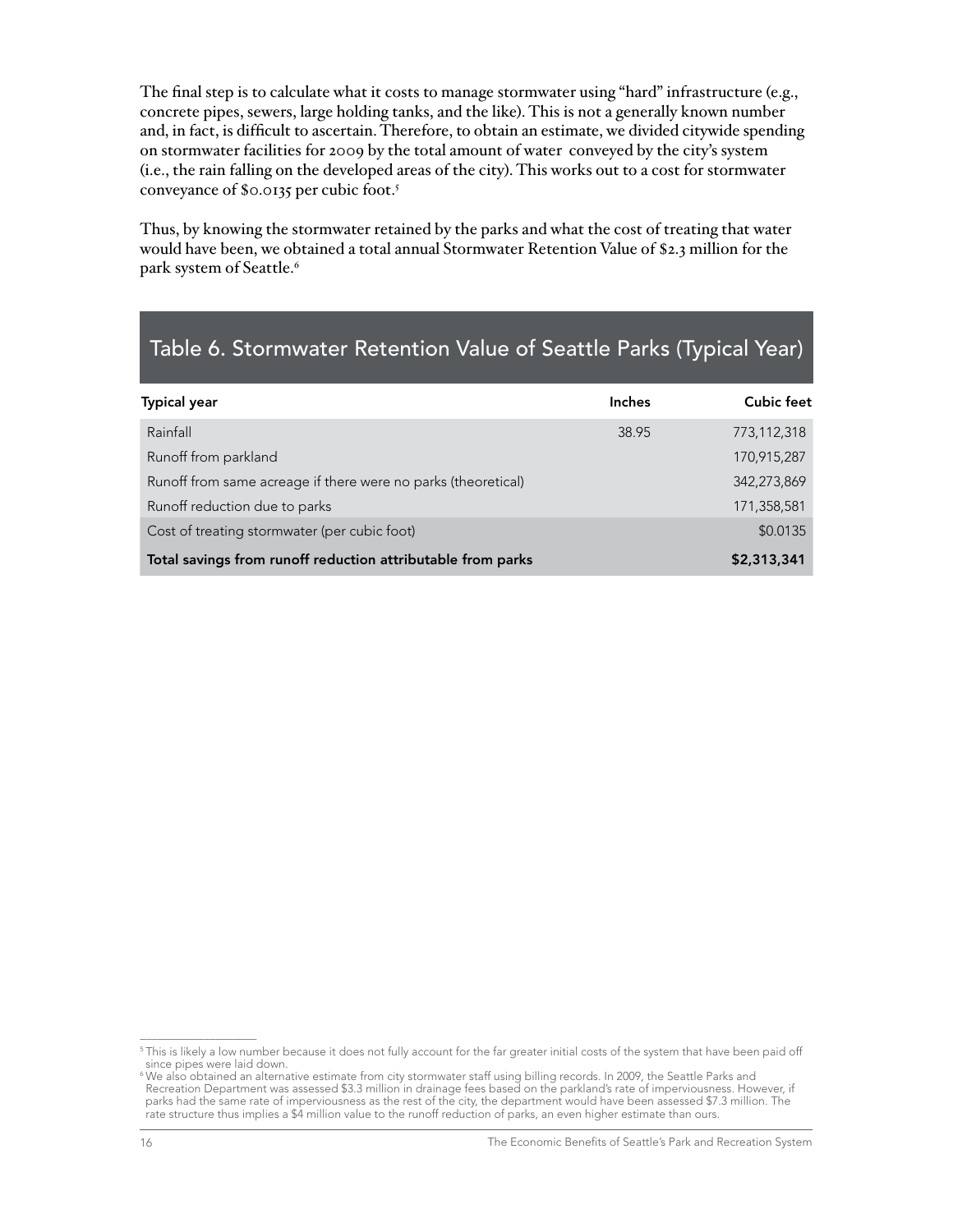The final step is to calculate what it costs to manage stormwater using "hard" infrastructure (e.g., concrete pipes, sewers, large holding tanks, and the like). This is not a generally known number and, in fact, is difficult to ascertain. Therefore, to obtain an estimate, we divided citywide spending on stormwater facilities for 2009 by the total amount of water conveyed by the city's system (i.e., the rain falling on the developed areas of the city). This works out to a cost for stormwater conveyance of $0.0135 per cubic foot.[5]

Thus, by knowing the stormwater retained by the parks and what the cost of treating that water would have been, we obtained a total annual Stormwater Retention Value of $2.3 million for the park system of Seattle.[6]

## Table 6. Stormwater Retention Value of Seattle Parks (Typical Year)

| Typical year | Inches | Cubic feet |
|---|---|---|
| Rainfall | 38.95 | 773,112,318 |
| Runoff from parkland | | 170,915,287 |
| Runoff from same acreage if there were no parks (theoretical) | | 342,273,869 |
| Runoff reduction due to parks | | 171,358,581 |
| Cost of treating stormwater (per cubic foot) | | $0.0135 |
| **Total savings from runoff reduction attributable from parks** | | **$2,313,341** |

---

[5] This is likely a low number because it does not fully account for the far greater initial costs of the system that have been paid off since pipes were laid down.

[6] We also obtained an alternative estimate from city stormwater staff using billing records. In 2009, the Seattle Parks and Recreation Department was assessed $3.3 million in drainage fees based on the parkland's rate of imperviousness. However, if parks had the same rate of imperviousness as the rest of the city, the department would have been assessed $7.3 million. The rate structure thus implies a $4 million value to the runoff reduction of parks, an even higher estimate than ours.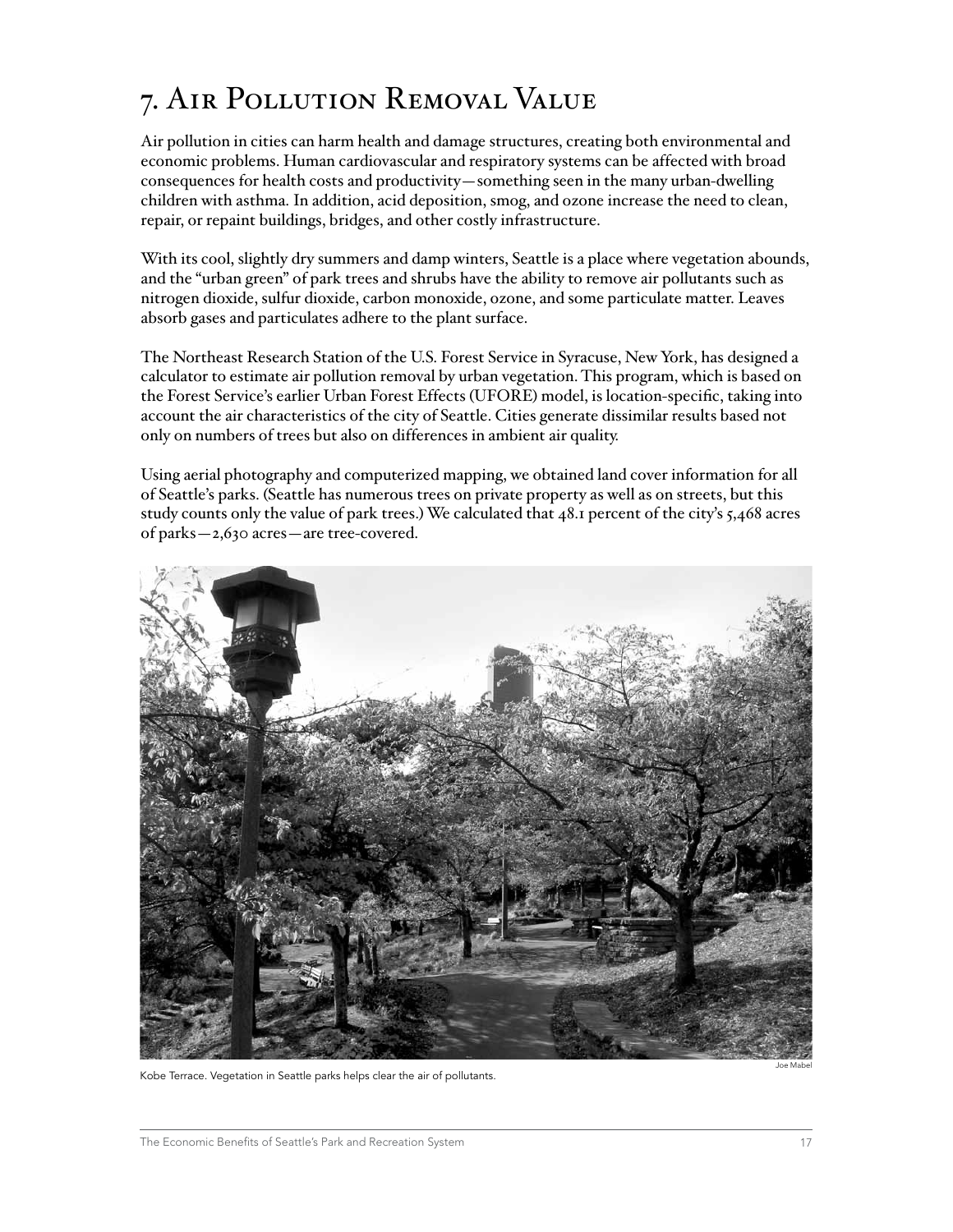# 7. Air Pollution Removal Value

Air pollution in cities can harm health and damage structures, creating both environmental and economic problems. Human cardiovascular and respiratory systems can be affected with broad consequences for health costs and productivity—something seen in the many urban-dwelling children with asthma. In addition, acid deposition, smog, and ozone increase the need to clean, repair, or repaint buildings, bridges, and other costly infrastructure.

With its cool, slightly dry summers and damp winters, Seattle is a place where vegetation abounds, and the "urban green" of park trees and shrubs have the ability to remove air pollutants such as nitrogen dioxide, sulfur dioxide, carbon monoxide, ozone, and some particulate matter. Leaves absorb gases and particulates adhere to the plant surface.

The Northeast Research Station of the U.S. Forest Service in Syracuse, New York, has designed a calculator to estimate air pollution removal by urban vegetation. This program, which is based on the Forest Service's earlier Urban Forest Effects (UFORE) model, is location-specific, taking into account the air characteristics of the city of Seattle. Cities generate dissimilar results based not only on numbers of trees but also on differences in ambient air quality.

Using aerial photography and computerized mapping, we obtained land cover information for all of Seattle's parks. (Seattle has numerous trees on private property as well as on streets, but this study counts only the value of park trees.) We calculated that 48.1 percent of the city's 5,468 acres of parks—2,630 acres—are tree-covered.

Joe Mabel

Kobe Terrace. Vegetation in Seattle parks helps clear the air of pollutants.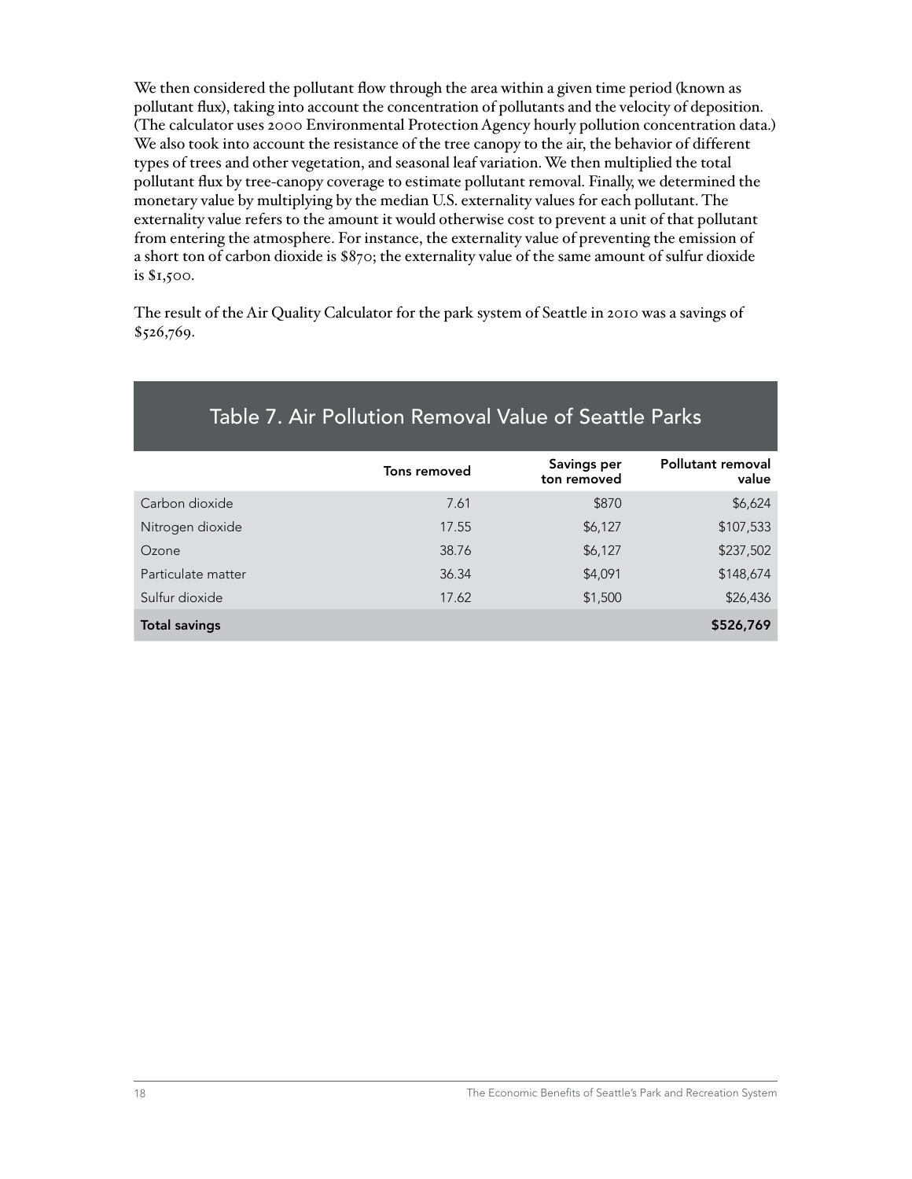We then considered the pollutant flow through the area within a given time period (known as pollutant flux), taking into account the concentration of pollutants and the velocity of deposition. (The calculator uses 2000 Environmental Protection Agency hourly pollution concentration data.) We also took into account the resistance of the tree canopy to the air, the behavior of different types of trees and other vegetation, and seasonal leaf variation. We then multiplied the total pollutant flux by tree-canopy coverage to estimate pollutant removal. Finally, we determined the monetary value by multiplying by the median U.S. externality values for each pollutant. The externality value refers to the amount it would otherwise cost to prevent a unit of that pollutant from entering the atmosphere. For instance, the externality value of preventing the emission of a short ton of carbon dioxide is $870; the externality value of the same amount of sulfur dioxide is $1,500.

The result of the Air Quality Calculator for the park system of Seattle in 2010 was a savings of $526,769.

## Table 7. Air Pollution Removal Value of Seattle Parks

| | Tons removed | Savings per ton removed | Pollutant removal value |
|---|---|---|---|
| Carbon dioxide | 7.61 | $870 | $6,624 |
| Nitrogen dioxide | 17.55 | $6,127 | $107,533 |
| Ozone | 38.76 | $6,127 | $237,502 |
| Particulate matter | 36.34 | $4,091 | $148,674 |
| Sulfur dioxide | 17.62 | $1,500 | $26,436 |
| **Total savings** | | | **$526,769** |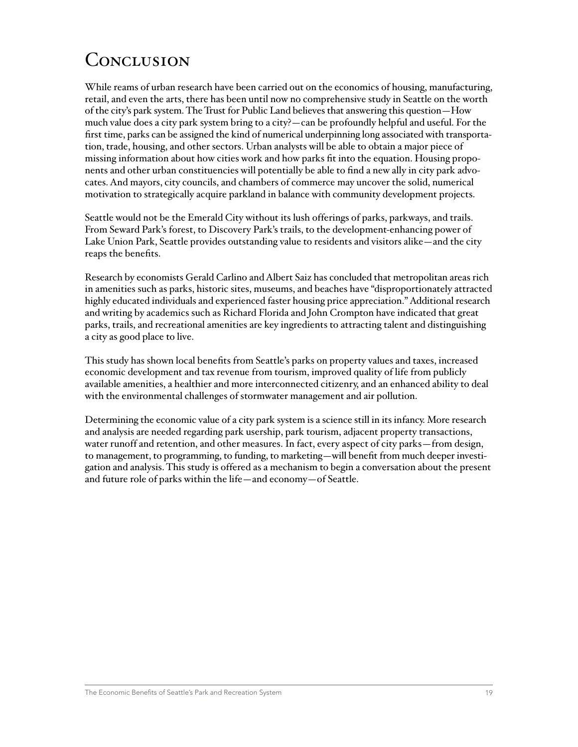# Conclusion

While reams of urban research have been carried out on the economics of housing, manufacturing, retail, and even the arts, there has been until now no comprehensive study in Seattle on the worth of the city's park system. The Trust for Public Land believes that answering this question—How much value does a city park system bring to a city?—can be profoundly helpful and useful. For the first time, parks can be assigned the kind of numerical underpinning long associated with transportation, trade, housing, and other sectors. Urban analysts will be able to obtain a major piece of missing information about how cities work and how parks fit into the equation. Housing proponents and other urban constituencies will potentially be able to find a new ally in city park advocates. And mayors, city councils, and chambers of commerce may uncover the solid, numerical motivation to strategically acquire parkland in balance with community development projects.

Seattle would not be the Emerald City without its lush offerings of parks, parkways, and trails. From Seward Park's forest, to Discovery Park's trails, to the development-enhancing power of Lake Union Park, Seattle provides outstanding value to residents and visitors alike—and the city reaps the benefits.

Research by economists Gerald Carlino and Albert Saiz has concluded that metropolitan areas rich in amenities such as parks, historic sites, museums, and beaches have "disproportionately attracted highly educated individuals and experienced faster housing price appreciation." Additional research and writing by academics such as Richard Florida and John Crompton have indicated that great parks, trails, and recreational amenities are key ingredients to attracting talent and distinguishing a city as good place to live.

This study has shown local benefits from Seattle's parks on property values and taxes, increased economic development and tax revenue from tourism, improved quality of life from publicly available amenities, a healthier and more interconnected citizenry, and an enhanced ability to deal with the environmental challenges of stormwater management and air pollution.

Determining the economic value of a city park system is a science still in its infancy. More research and analysis are needed regarding park usership, park tourism, adjacent property transactions, water runoff and retention, and other measures. In fact, every aspect of city parks—from design, to management, to programming, to funding, to marketing—will benefit from much deeper investigation and analysis. This study is offered as a mechanism to begin a conversation about the present and future role of parks within the life—and economy—of Seattle.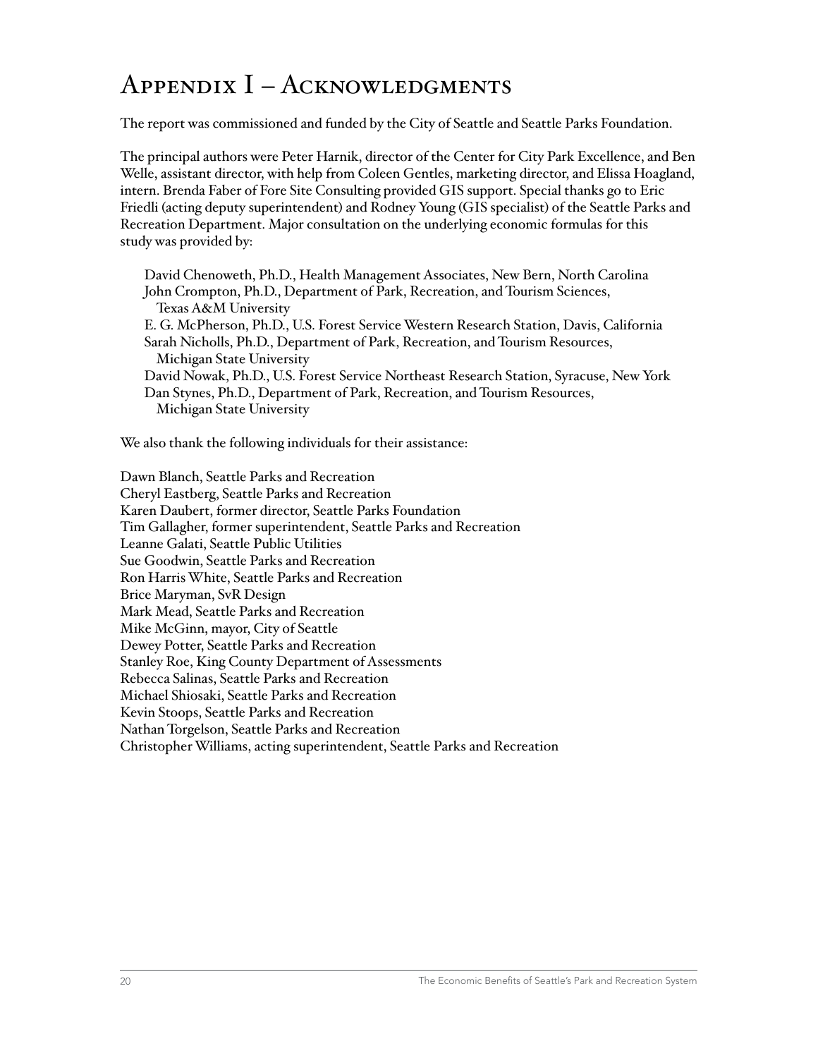# Appendix I – Acknowledgments

The report was commissioned and funded by the City of Seattle and Seattle Parks Foundation.

The principal authors were Peter Harnik, director of the Center for City Park Excellence, and Ben Welle, assistant director, with help from Coleen Gentles, marketing director, and Elissa Hoagland, intern. Brenda Faber of Fore Site Consulting provided GIS support. Special thanks go to Eric Friedli (acting deputy superintendent) and Rodney Young (GIS specialist) of the Seattle Parks and Recreation Department. Major consultation on the underlying economic formulas for this study was provided by:

David Chenoweth, Ph.D., Health Management Associates, New Bern, North Carolina
John Crompton, Ph.D., Department of Park, Recreation, and Tourism Sciences, Texas A&M University
E. G. McPherson, Ph.D., U.S. Forest Service Western Research Station, Davis, California
Sarah Nicholls, Ph.D., Department of Park, Recreation, and Tourism Resources, Michigan State University
David Nowak, Ph.D., U.S. Forest Service Northeast Research Station, Syracuse, New York
Dan Stynes, Ph.D., Department of Park, Recreation, and Tourism Resources, Michigan State University

We also thank the following individuals for their assistance:

Dawn Blanch, Seattle Parks and Recreation
Cheryl Eastberg, Seattle Parks and Recreation
Karen Daubert, former director, Seattle Parks Foundation
Tim Gallagher, former superintendent, Seattle Parks and Recreation
Leanne Galati, Seattle Public Utilities
Sue Goodwin, Seattle Parks and Recreation
Ron Harris White, Seattle Parks and Recreation
Brice Maryman, SvR Design
Mark Mead, Seattle Parks and Recreation
Mike McGinn, mayor, City of Seattle
Dewey Potter, Seattle Parks and Recreation
Stanley Roe, King County Department of Assessments
Rebecca Salinas, Seattle Parks and Recreation
Michael Shiosaki, Seattle Parks and Recreation
Kevin Stoops, Seattle Parks and Recreation
Nathan Torgelson, Seattle Parks and Recreation
Christopher Williams, acting superintendent, Seattle Parks and Recreation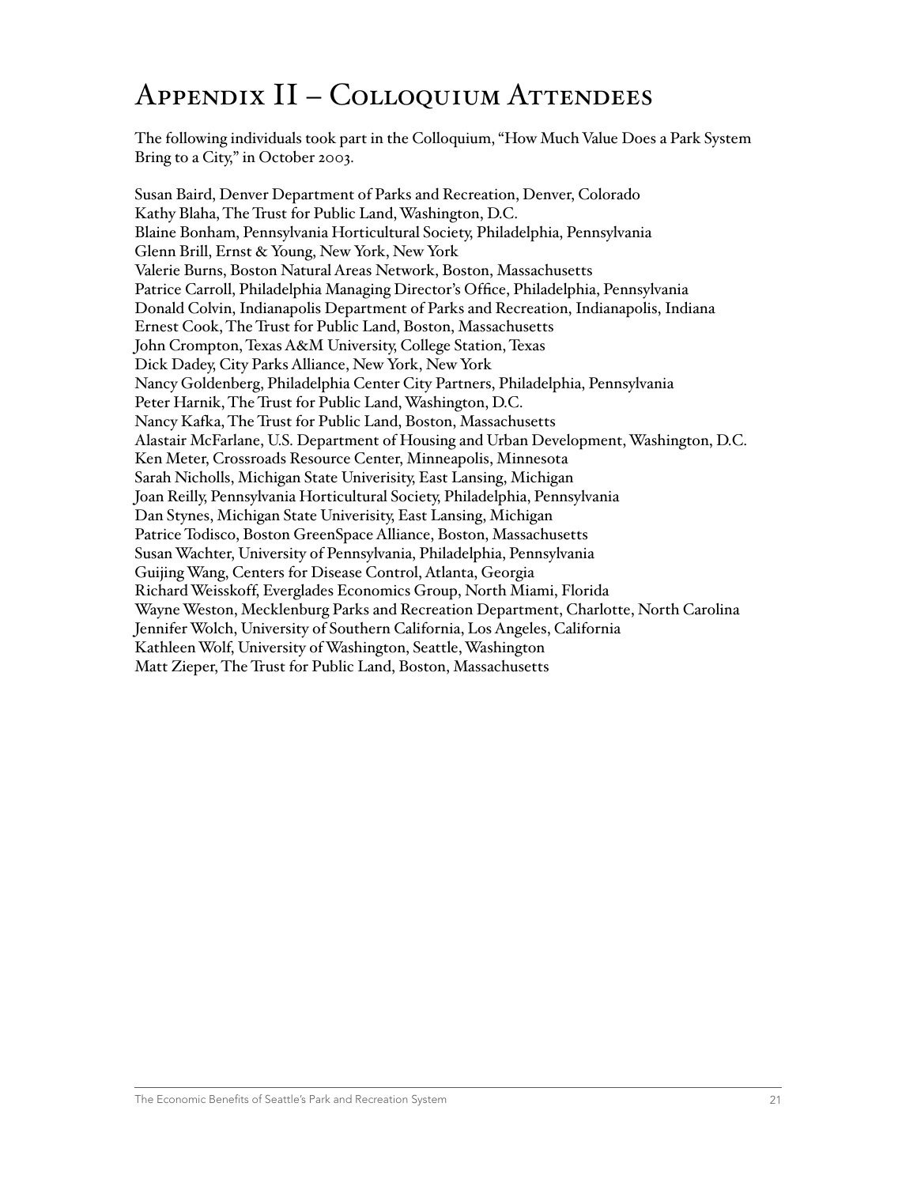# Appendix II – Colloquium Attendees

The following individuals took part in the Colloquium, "How Much Value Does a Park System Bring to a City," in October 2003.

Susan Baird, Denver Department of Parks and Recreation, Denver, Colorado
Kathy Blaha, The Trust for Public Land, Washington, D.C.
Blaine Bonham, Pennsylvania Horticultural Society, Philadelphia, Pennsylvania
Glenn Brill, Ernst & Young, New York, New York
Valerie Burns, Boston Natural Areas Network, Boston, Massachusetts
Patrice Carroll, Philadelphia Managing Director's Office, Philadelphia, Pennsylvania
Donald Colvin, Indianapolis Department of Parks and Recreation, Indianapolis, Indiana
Ernest Cook, The Trust for Public Land, Boston, Massachusetts
John Crompton, Texas A&M University, College Station, Texas
Dick Dadey, City Parks Alliance, New York, New York
Nancy Goldenberg, Philadelphia Center City Partners, Philadelphia, Pennsylvania
Peter Harnik, The Trust for Public Land, Washington, D.C.
Nancy Kafka, The Trust for Public Land, Boston, Massachusetts
Alastair McFarlane, U.S. Department of Housing and Urban Development, Washington, D.C.
Ken Meter, Crossroads Resource Center, Minneapolis, Minnesota
Sarah Nicholls, Michigan State Univerisity, East Lansing, Michigan
Joan Reilly, Pennsylvania Horticultural Society, Philadelphia, Pennsylvania
Dan Stynes, Michigan State Univerisity, East Lansing, Michigan
Patrice Todisco, Boston GreenSpace Alliance, Boston, Massachusetts
Susan Wachter, University of Pennsylvania, Philadelphia, Pennsylvania
Guijing Wang, Centers for Disease Control, Atlanta, Georgia
Richard Weisskoff, Everglades Economics Group, North Miami, Florida
Wayne Weston, Mecklenburg Parks and Recreation Department, Charlotte, North Carolina
Jennifer Wolch, University of Southern California, Los Angeles, California
Kathleen Wolf, University of Washington, Seattle, Washington
Matt Zieper, The Trust for Public Land, Boston, Massachusetts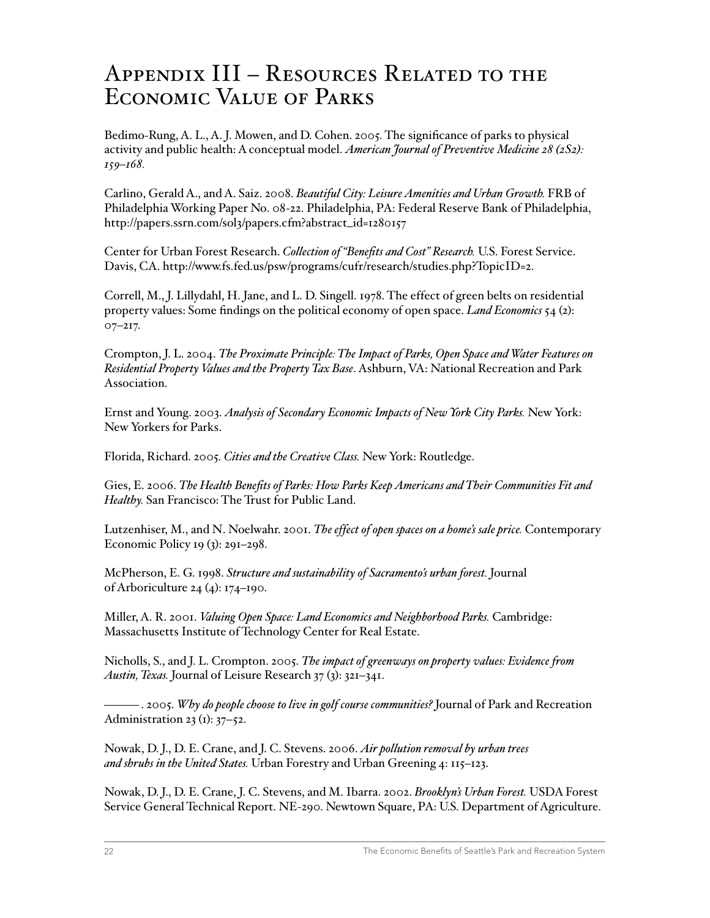# Appendix III – Resources Related to the Economic Value of Parks

Bedimo-Rung, A. L., A. J. Mowen, and D. Cohen. 2005. The significance of parks to physical activity and public health: A conceptual model. *American Journal of Preventive Medicine 28 (2S2): 159–168.*

Carlino, Gerald A., and A. Saiz. 2008. *Beautiful City: Leisure Amenities and Urban Growth.* FRB of Philadelphia Working Paper No. 08-22. Philadelphia, PA: Federal Reserve Bank of Philadelphia, http://papers.ssrn.com/sol3/papers.cfm?abstract_id=1280157

Center for Urban Forest Research. *Collection of "Benefits and Cost" Research.* U.S. Forest Service. Davis, CA. http://www.fs.fed.us/psw/programs/cufr/research/studies.php?TopicID=2.

Correll, M., J. Lillydahl, H. Jane, and L. D. Singell. 1978. The effect of green belts on residential property values: Some findings on the political economy of open space. *Land Economics* 54 (2): 07–217.

Crompton, J. L. 2004. *The Proximate Principle: The Impact of Parks, Open Space and Water Features on Residential Property Values and the Property Tax Base*. Ashburn, VA: National Recreation and Park Association.

Ernst and Young. 2003. *Analysis of Secondary Economic Impacts of New York City Parks.* New York: New Yorkers for Parks.

Florida, Richard. 2005. *Cities and the Creative Class.* New York: Routledge.

Gies, E. 2006. *The Health Benefits of Parks: How Parks Keep Americans and Their Communities Fit and Healthy.* San Francisco: The Trust for Public Land.

Lutzenhiser, M., and N. Noelwahr. 2001. *The effect of open spaces on a home's sale price.* Contemporary Economic Policy 19 (3): 291–298.

McPherson, E. G. 1998. *Structure and sustainability of Sacramento's urban forest.* Journal of Arboriculture 24 (4): 174–190.

Miller, A. R. 2001. *Valuing Open Space: Land Economics and Neighborhood Parks.* Cambridge: Massachusetts Institute of Technology Center for Real Estate.

Nicholls, S., and J. L. Crompton. 2005. *The impact of greenways on property values: Evidence from Austin, Texas.* Journal of Leisure Research 37 (3): 321–341.

———. 2005. *Why do people choose to live in golf course communities?* Journal of Park and Recreation Administration 23 (1): 37–52.

Nowak, D. J., D. E. Crane, and J. C. Stevens. 2006. *Air pollution removal by urban trees and shrubs in the United States.* Urban Forestry and Urban Greening 4: 115–123.

Nowak, D. J., D. E. Crane, J. C. Stevens, and M. Ibarra. 2002. *Brooklyn's Urban Forest.* USDA Forest Service General Technical Report. NE-290. Newtown Square, PA: U.S. Department of Agriculture.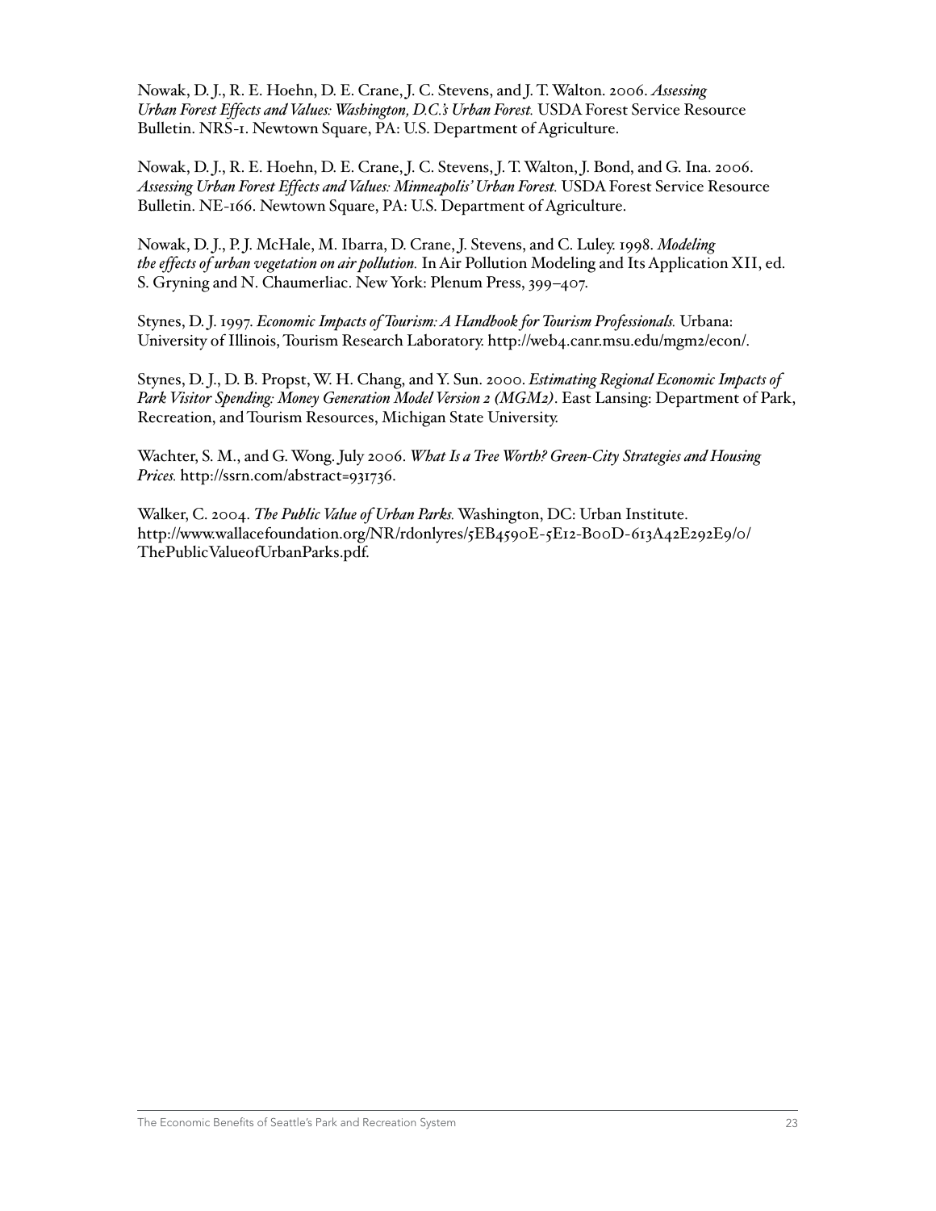Nowak, D. J., R. E. Hoehn, D. E. Crane, J. C. Stevens, and J. T. Walton. 2006. *Assessing Urban Forest Effects and Values: Washington, D.C.'s Urban Forest.* USDA Forest Service Resource Bulletin. NRS-1. Newtown Square, PA: U.S. Department of Agriculture.

Nowak, D. J., R. E. Hoehn, D. E. Crane, J. C. Stevens, J. T. Walton, J. Bond, and G. Ina. 2006. *Assessing Urban Forest Effects and Values: Minneapolis' Urban Forest.* USDA Forest Service Resource Bulletin. NE-166. Newtown Square, PA: U.S. Department of Agriculture.

Nowak, D. J., P. J. McHale, M. Ibarra, D. Crane, J. Stevens, and C. Luley. 1998. *Modeling the effects of urban vegetation on air pollution.* In Air Pollution Modeling and Its Application XII, ed. S. Gryning and N. Chaumerliac. New York: Plenum Press, 399–407.

Stynes, D. J. 1997. *Economic Impacts of Tourism: A Handbook for Tourism Professionals.* Urbana: University of Illinois, Tourism Research Laboratory. http://web4.canr.msu.edu/mgm2/econ/.

Stynes, D. J., D. B. Propst, W. H. Chang, and Y. Sun. 2000. *Estimating Regional Economic Impacts of Park Visitor Spending: Money Generation Model Version 2 (MGM2)*. East Lansing: Department of Park, Recreation, and Tourism Resources, Michigan State University.

Wachter, S. M., and G. Wong. July 2006. *What Is a Tree Worth? Green-City Strategies and Housing Prices.* http://ssrn.com/abstract=931736.

Walker, C. 2004. *The Public Value of Urban Parks.* Washington, DC: Urban Institute. http://www.wallacefoundation.org/NR/rdonlyres/5EB4590E-5E12-B00D-613A42E292E9/0/ThePublicValueofUrbanParks.pdf.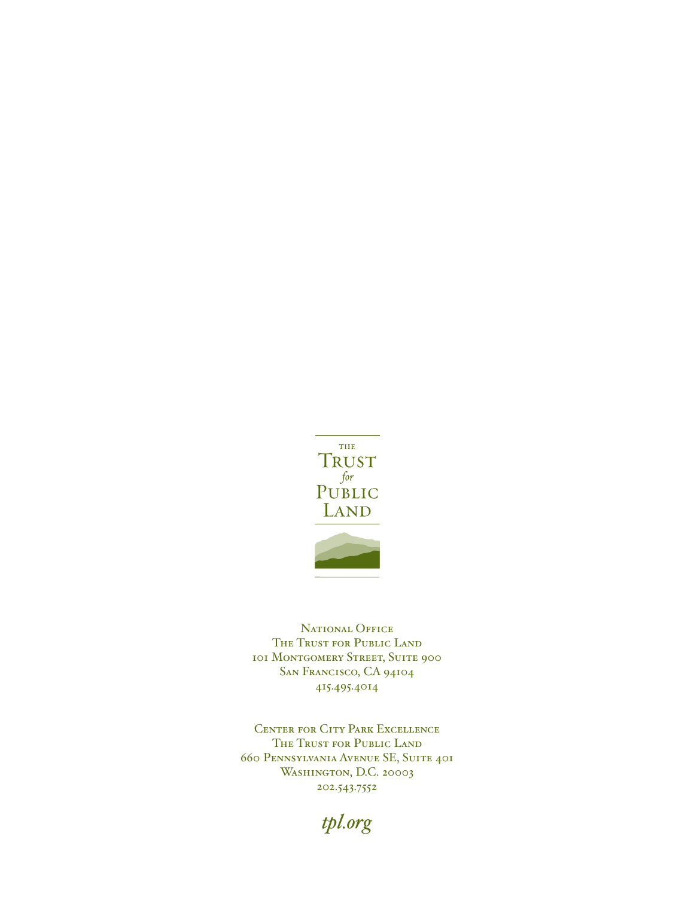THE
TRUST
*for*
PUBLIC
LAND

NATIONAL OFFICE
THE TRUST FOR PUBLIC LAND
101 MONTGOMERY STREET, SUITE 900
SAN FRANCISCO, CA 94104
415.495.4014

CENTER FOR CITY PARK EXCELLENCE
THE TRUST FOR PUBLIC LAND
660 PENNSYLVANIA AVENUE SE, SUITE 401
WASHINGTON, D.C. 20003
202.543.7552

*tpl.org*